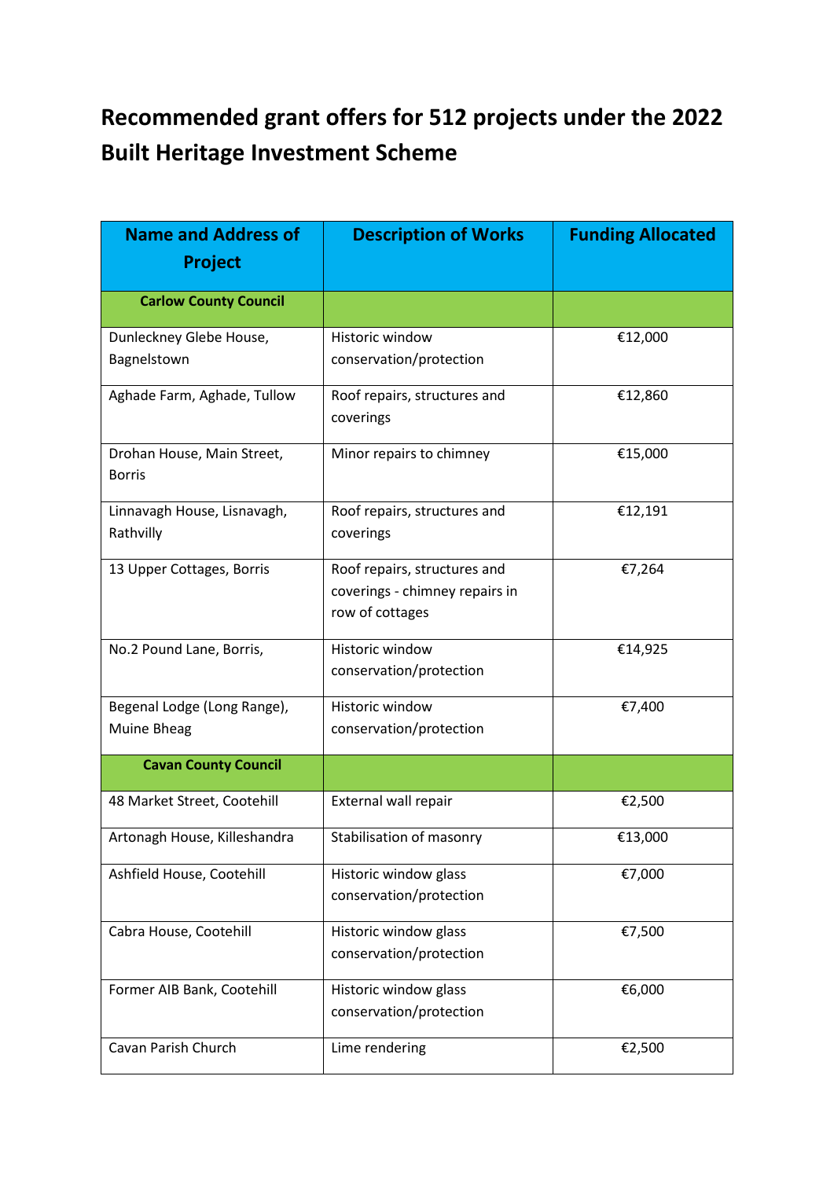# Recommended grant offers for 512 projects under the 2022 Built Heritage Investment Scheme

| Name and Address of Project | Description of Works | Funding Allocated |
|---|---|---|
| **Carlow County Council** | | |
| Dunleckney Glebe House, Bagnelstown | Historic window conservation/protection | €12,000 |
| Aghade Farm, Aghade, Tullow | Roof repairs, structures and coverings | €12,860 |
| Drohan House, Main Street, Borris | Minor repairs to chimney | €15,000 |
| Linnavagh House, Lisnavagh, Rathvilly | Roof repairs, structures and coverings | €12,191 |
| 13 Upper Cottages, Borris | Roof repairs, structures and coverings - chimney repairs in row of cottages | €7,264 |
| No.2 Pound Lane, Borris, | Historic window conservation/protection | €14,925 |
| Begenal Lodge (Long Range), Muine Bheag | Historic window conservation/protection | €7,400 |
| **Cavan County Council** | | |
| 48 Market Street, Cootehill | External wall repair | €2,500 |
| Artonagh House, Killeshandra | Stabilisation of masonry | €13,000 |
| Ashfield House, Cootehill | Historic window glass conservation/protection | €7,000 |
| Cabra House, Cootehill | Historic window glass conservation/protection | €7,500 |
| Former AIB Bank, Cootehill | Historic window glass conservation/protection | €6,000 |
| Cavan Parish Church | Lime rendering | €2,500 |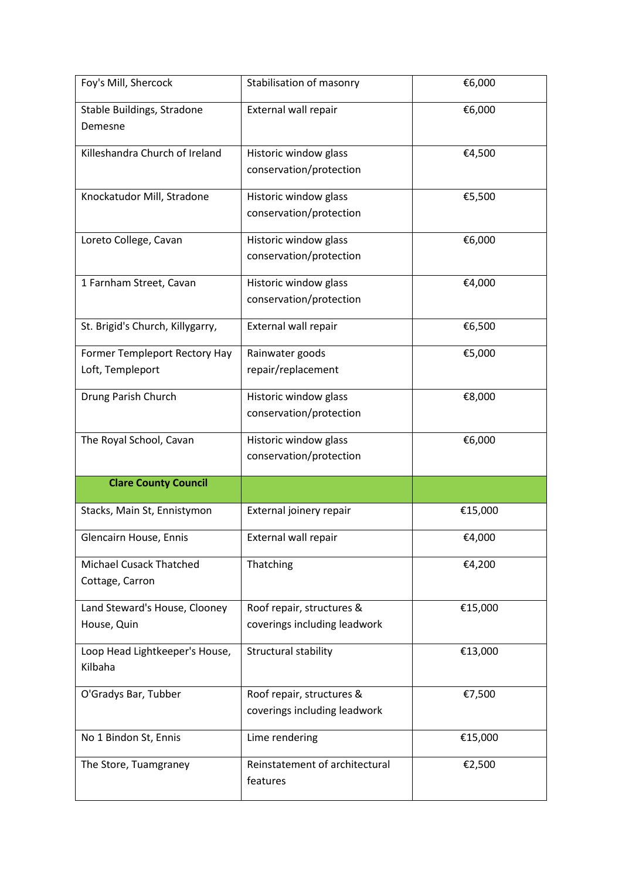| | | |
|---|---|---|
| Foy's Mill, Shercock | Stabilisation of masonry | €6,000 |
| Stable Buildings, Stradone Demesne | External wall repair | €6,000 |
| Killeshandra Church of Ireland | Historic window glass conservation/protection | €4,500 |
| Knockatudor Mill, Stradone | Historic window glass conservation/protection | €5,500 |
| Loreto College, Cavan | Historic window glass conservation/protection | €6,000 |
| 1 Farnham Street, Cavan | Historic window glass conservation/protection | €4,000 |
| St. Brigid's Church, Killygarry, | External wall repair | €6,500 |
| Former Templeport Rectory Hay Loft, Templeport | Rainwater goods repair/replacement | €5,000 |
| Drung Parish Church | Historic window glass conservation/protection | €8,000 |
| The Royal School, Cavan | Historic window glass conservation/protection | €6,000 |
| **Clare County Council** | | |
| Stacks, Main St, Ennistymon | External joinery repair | €15,000 |
| Glencairn House, Ennis | External wall repair | €4,000 |
| Michael Cusack Thatched Cottage, Carron | Thatching | €4,200 |
| Land Steward's House, Clooney House, Quin | Roof repair, structures & coverings including leadwork | €15,000 |
| Loop Head Lightkeeper's House, Kilbaha | Structural stability | €13,000 |
| O'Gradys Bar, Tubber | Roof repair, structures & coverings including leadwork | €7,500 |
| No 1 Bindon St, Ennis | Lime rendering | €15,000 |
| The Store, Tuamgraney | Reinstatement of architectural features | €2,500 |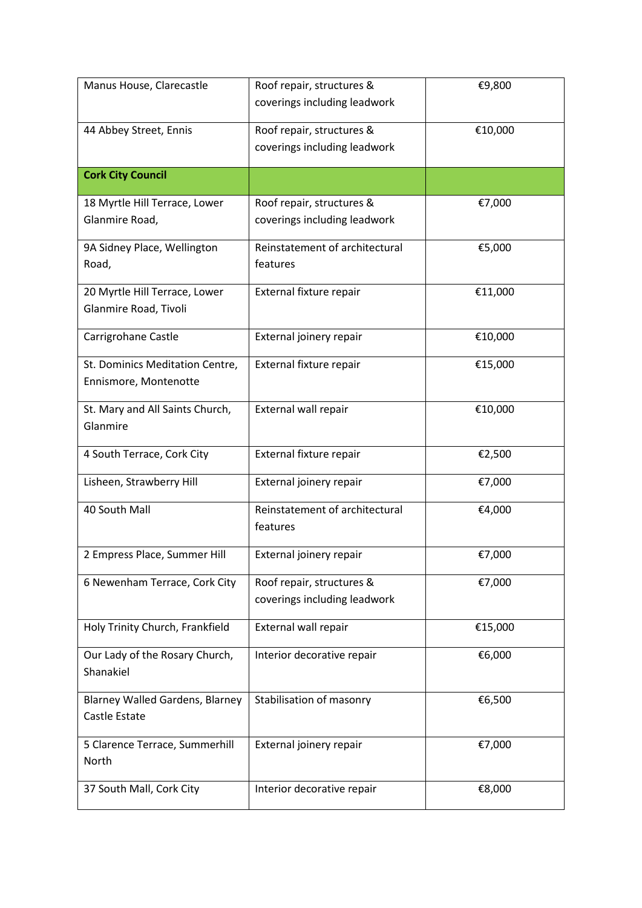| | | |
|---|---|---|
| Manus House, Clarecastle | Roof repair, structures & coverings including leadwork | €9,800 |
| 44 Abbey Street, Ennis | Roof repair, structures & coverings including leadwork | €10,000 |
| **Cork City Council** | | |
| 18 Myrtle Hill Terrace, Lower Glanmire Road, | Roof repair, structures & coverings including leadwork | €7,000 |
| 9A Sidney Place, Wellington Road, | Reinstatement of architectural features | €5,000 |
| 20 Myrtle Hill Terrace, Lower Glanmire Road, Tivoli | External fixture repair | €11,000 |
| Carrigrohane Castle | External joinery repair | €10,000 |
| St. Dominics Meditation Centre, Ennismore, Montenotte | External fixture repair | €15,000 |
| St. Mary and All Saints Church, Glanmire | External wall repair | €10,000 |
| 4 South Terrace, Cork City | External fixture repair | €2,500 |
| Lisheen, Strawberry Hill | External joinery repair | €7,000 |
| 40 South Mall | Reinstatement of architectural features | €4,000 |
| 2 Empress Place, Summer Hill | External joinery repair | €7,000 |
| 6 Newenham Terrace, Cork City | Roof repair, structures & coverings including leadwork | €7,000 |
| Holy Trinity Church, Frankfield | External wall repair | €15,000 |
| Our Lady of the Rosary Church, Shanakiel | Interior decorative repair | €6,000 |
| Blarney Walled Gardens, Blarney Castle Estate | Stabilisation of masonry | €6,500 |
| 5 Clarence Terrace, Summerhill North | External joinery repair | €7,000 |
| 37 South Mall, Cork City | Interior decorative repair | €8,000 |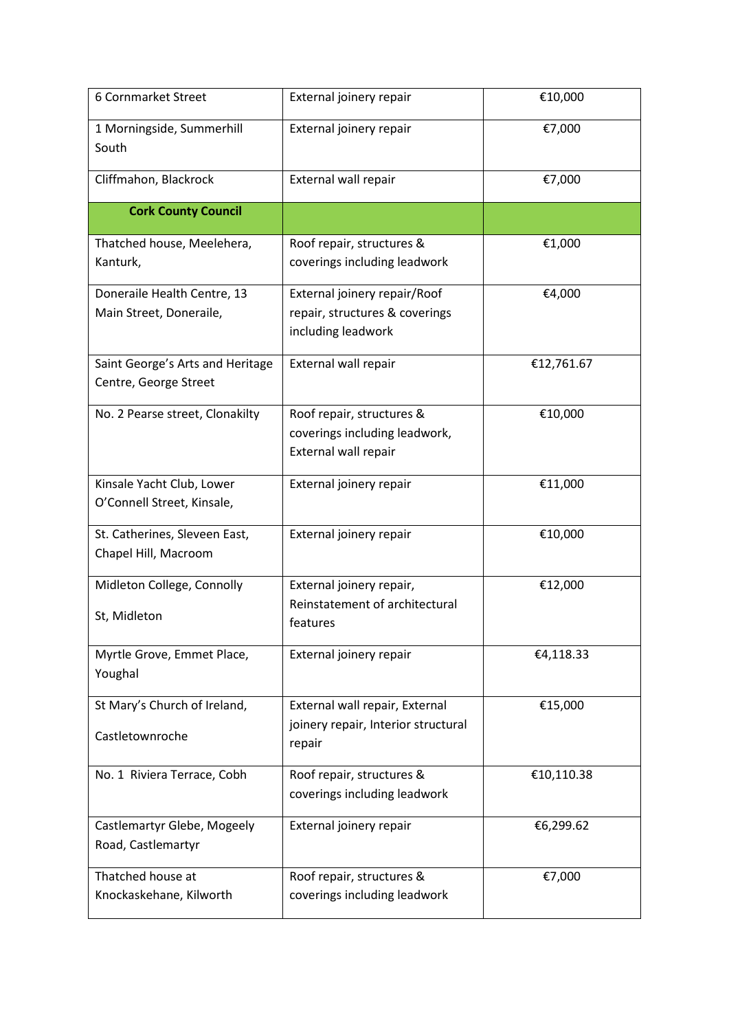| 6 Cornmarket Street | External joinery repair | €10,000 |
|---|---|---|
| 1 Morningside, Summerhill South | External joinery repair | €7,000 |
| Cliffmahon, Blackrock | External wall repair | €7,000 |
| **Cork County Council** | | |
| Thatched house, Meelehera, Kanturk, | Roof repair, structures & coverings including leadwork | €1,000 |
| Doneraile Health Centre, 13 Main Street, Doneraile, | External joinery repair/Roof repair, structures & coverings including leadwork | €4,000 |
| Saint George's Arts and Heritage Centre, George Street | External wall repair | €12,761.67 |
| No. 2 Pearse street, Clonakilty | Roof repair, structures & coverings including leadwork, External wall repair | €10,000 |
| Kinsale Yacht Club, Lower O'Connell Street, Kinsale, | External joinery repair | €11,000 |
| St. Catherines, Sleveen East, Chapel Hill, Macroom | External joinery repair | €10,000 |
| Midleton College, Connolly St, Midleton | External joinery repair, Reinstatement of architectural features | €12,000 |
| Myrtle Grove, Emmet Place, Youghal | External joinery repair | €4,118.33 |
| St Mary's Church of Ireland, Castletownroche | External wall repair, External joinery repair, Interior structural repair | €15,000 |
| No. 1 Riviera Terrace, Cobh | Roof repair, structures & coverings including leadwork | €10,110.38 |
| Castlemartyr Glebe, Mogeely Road, Castlemartyr | External joinery repair | €6,299.62 |
| Thatched house at Knockaskehane, Kilworth | Roof repair, structures & coverings including leadwork | €7,000 |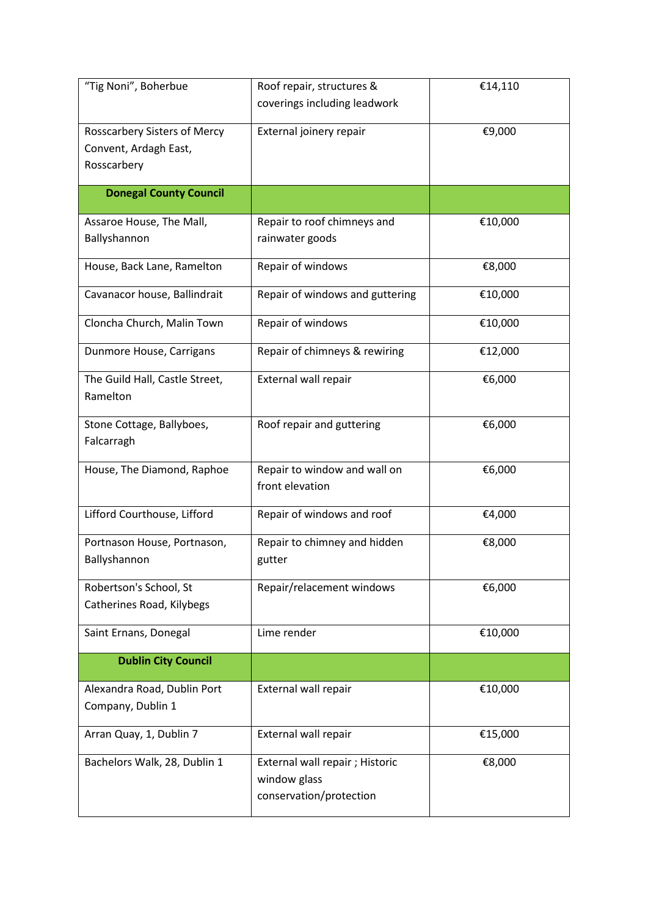| “Tig Noni”, Boherbue | Roof repair, structures & coverings including leadwork | €14,110 |
|---|---|---|
| Rosscarbery Sisters of Mercy Convent, Ardagh East, Rosscarbery | External joinery repair | €9,000 |
| **Donegal County Council** | | |
| Assaroe House, The Mall, Ballyshannon | Repair to roof chimneys and rainwater goods | €10,000 |
| House, Back Lane, Ramelton | Repair of windows | €8,000 |
| Cavanacor house, Ballindrait | Repair of windows and guttering | €10,000 |
| Cloncha Church, Malin Town | Repair of windows | €10,000 |
| Dunmore House, Carrigans | Repair of chimneys & rewiring | €12,000 |
| The Guild Hall, Castle Street, Ramelton | External wall repair | €6,000 |
| Stone Cottage, Ballyboes, Falcarragh | Roof repair and guttering | €6,000 |
| House, The Diamond, Raphoe | Repair to window and wall on front elevation | €6,000 |
| Lifford Courthouse, Lifford | Repair of windows and roof | €4,000 |
| Portnason House, Portnason, Ballyshannon | Repair to chimney and hidden gutter | €8,000 |
| Robertson's School, St Catherines Road, Kilybegs | Repair/relacement windows | €6,000 |
| Saint Ernans, Donegal | Lime render | €10,000 |
| **Dublin City Council** | | |
| Alexandra Road, Dublin Port Company, Dublin 1 | External wall repair | €10,000 |
| Arran Quay, 1, Dublin 7 | External wall repair | €15,000 |
| Bachelors Walk, 28, Dublin 1 | External wall repair ; Historic window glass conservation/protection | €8,000 |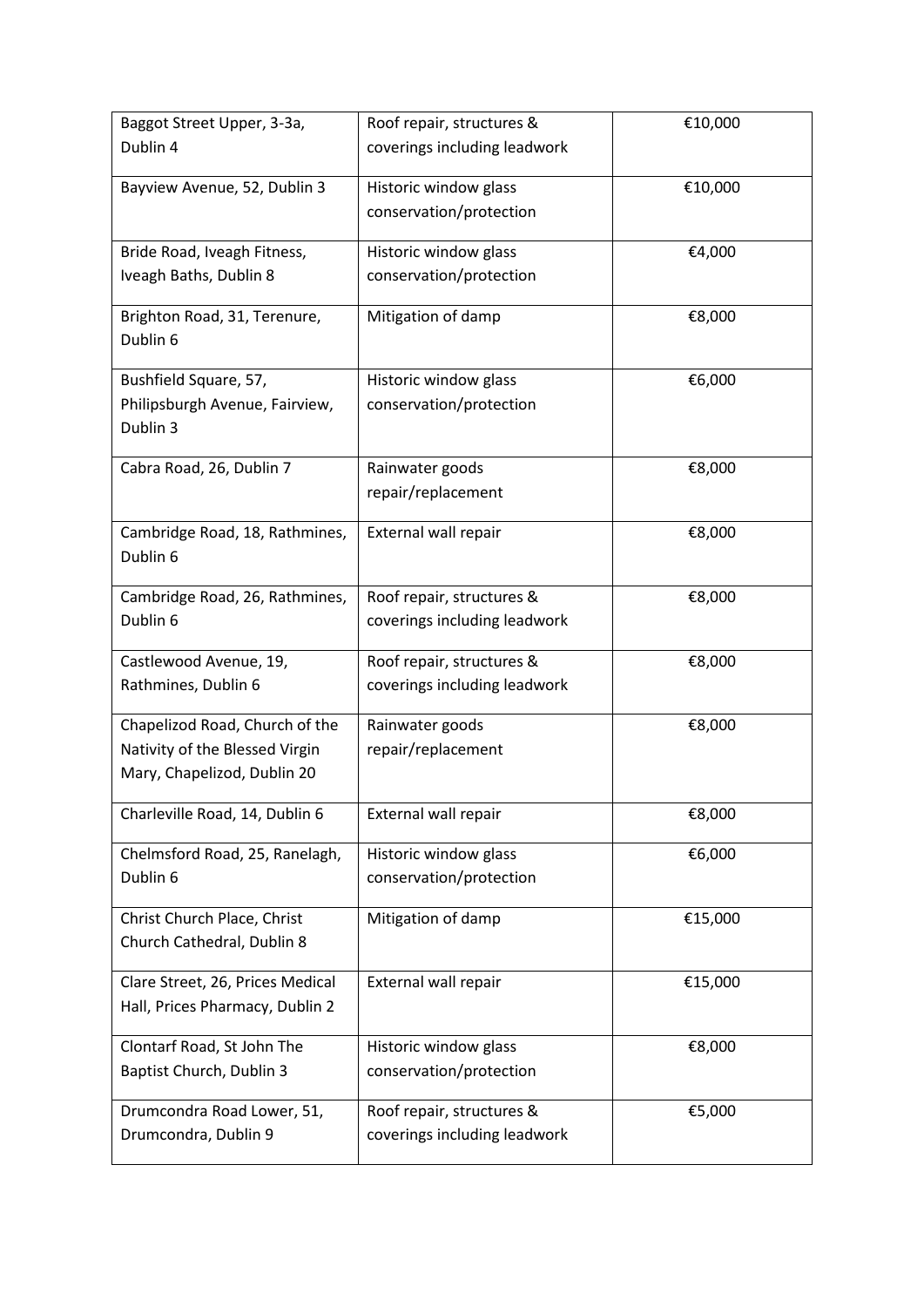| | | |
|---|---|---|
| Baggot Street Upper, 3-3a, Dublin 4 | Roof repair, structures & coverings including leadwork | €10,000 |
| Bayview Avenue, 52, Dublin 3 | Historic window glass conservation/protection | €10,000 |
| Bride Road, Iveagh Fitness, Iveagh Baths, Dublin 8 | Historic window glass conservation/protection | €4,000 |
| Brighton Road, 31, Terenure, Dublin 6 | Mitigation of damp | €8,000 |
| Bushfield Square, 57, Philipsburgh Avenue, Fairview, Dublin 3 | Historic window glass conservation/protection | €6,000 |
| Cabra Road, 26, Dublin 7 | Rainwater goods repair/replacement | €8,000 |
| Cambridge Road, 18, Rathmines, Dublin 6 | External wall repair | €8,000 |
| Cambridge Road, 26, Rathmines, Dublin 6 | Roof repair, structures & coverings including leadwork | €8,000 |
| Castlewood Avenue, 19, Rathmines, Dublin 6 | Roof repair, structures & coverings including leadwork | €8,000 |
| Chapelizod Road, Church of the Nativity of the Blessed Virgin Mary, Chapelizod, Dublin 20 | Rainwater goods repair/replacement | €8,000 |
| Charleville Road, 14, Dublin 6 | External wall repair | €8,000 |
| Chelmsford Road, 25, Ranelagh, Dublin 6 | Historic window glass conservation/protection | €6,000 |
| Christ Church Place, Christ Church Cathedral, Dublin 8 | Mitigation of damp | €15,000 |
| Clare Street, 26, Prices Medical Hall, Prices Pharmacy, Dublin 2 | External wall repair | €15,000 |
| Clontarf Road, St John The Baptist Church, Dublin 3 | Historic window glass conservation/protection | €8,000 |
| Drumcondra Road Lower, 51, Drumcondra, Dublin 9 | Roof repair, structures & coverings including leadwork | €5,000 |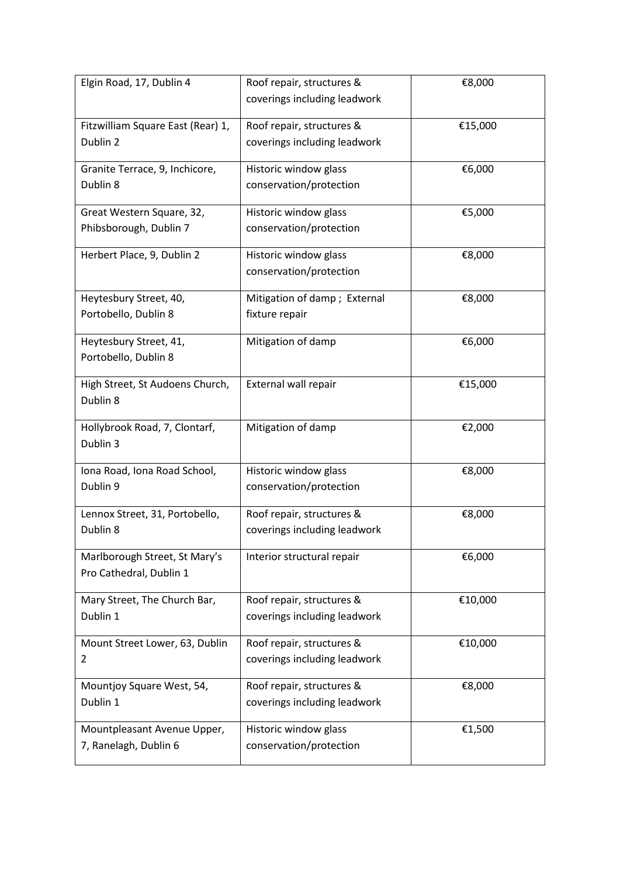| | | |
|---|---|---|
| Elgin Road, 17, Dublin 4 | Roof repair, structures & coverings including leadwork | €8,000 |
| Fitzwilliam Square East (Rear) 1, Dublin 2 | Roof repair, structures & coverings including leadwork | €15,000 |
| Granite Terrace, 9, Inchicore, Dublin 8 | Historic window glass conservation/protection | €6,000 |
| Great Western Square, 32, Phibsborough, Dublin 7 | Historic window glass conservation/protection | €5,000 |
| Herbert Place, 9, Dublin 2 | Historic window glass conservation/protection | €8,000 |
| Heytesbury Street, 40, Portobello, Dublin 8 | Mitigation of damp ; External fixture repair | €8,000 |
| Heytesbury Street, 41, Portobello, Dublin 8 | Mitigation of damp | €6,000 |
| High Street, St Audoens Church, Dublin 8 | External wall repair | €15,000 |
| Hollybrook Road, 7, Clontarf, Dublin 3 | Mitigation of damp | €2,000 |
| Iona Road, Iona Road School, Dublin 9 | Historic window glass conservation/protection | €8,000 |
| Lennox Street, 31, Portobello, Dublin 8 | Roof repair, structures & coverings including leadwork | €8,000 |
| Marlborough Street, St Mary's Pro Cathedral, Dublin 1 | Interior structural repair | €6,000 |
| Mary Street, The Church Bar, Dublin 1 | Roof repair, structures & coverings including leadwork | €10,000 |
| Mount Street Lower, 63, Dublin 2 | Roof repair, structures & coverings including leadwork | €10,000 |
| Mountjoy Square West, 54, Dublin 1 | Roof repair, structures & coverings including leadwork | €8,000 |
| Mountpleasant Avenue Upper, 7, Ranelagh, Dublin 6 | Historic window glass conservation/protection | €1,500 |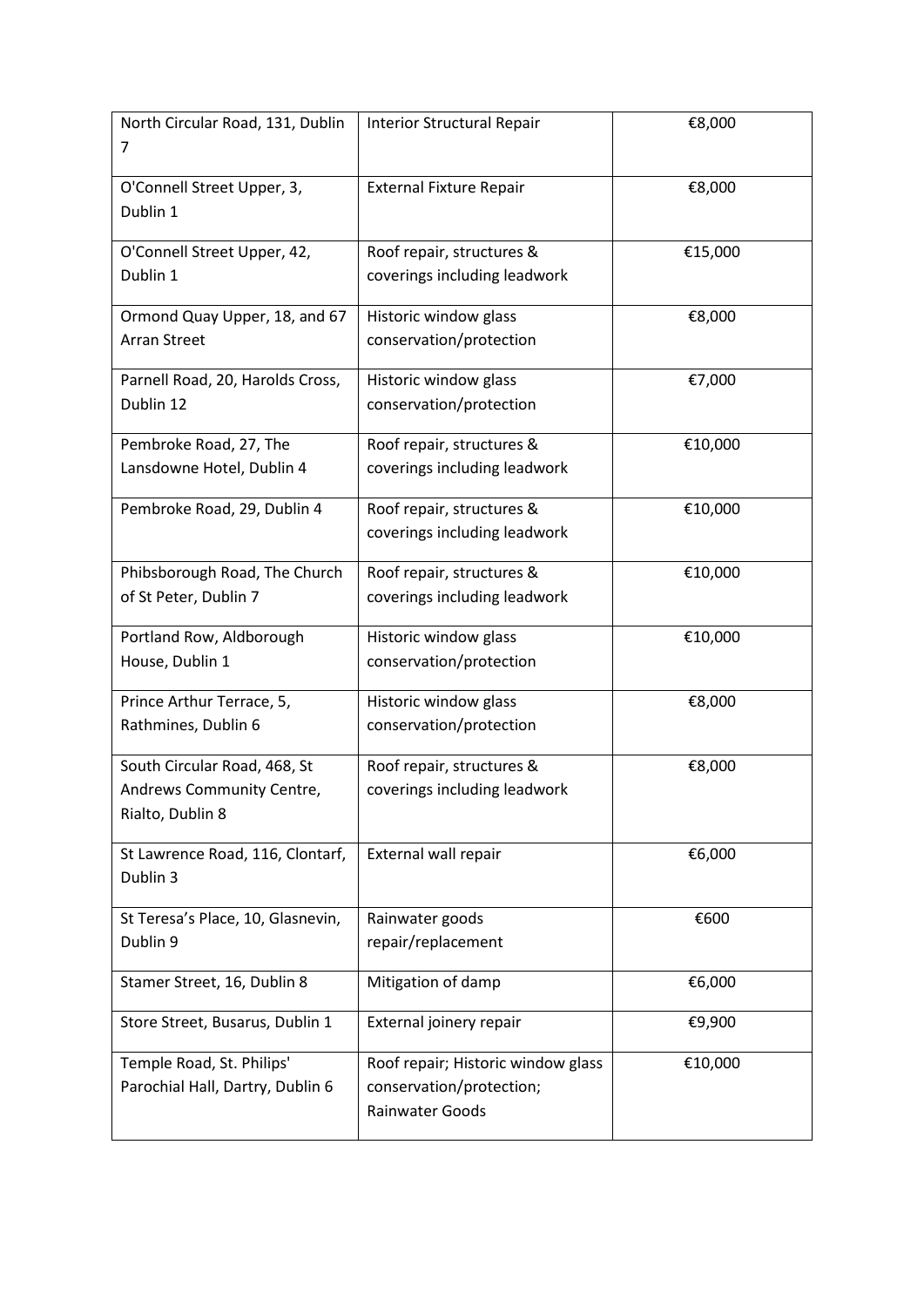| North Circular Road, 131, Dublin 7 | Interior Structural Repair | €8,000 |
|---|---|---|
| O'Connell Street Upper, 3, Dublin 1 | External Fixture Repair | €8,000 |
| O'Connell Street Upper, 42, Dublin 1 | Roof repair, structures & coverings including leadwork | €15,000 |
| Ormond Quay Upper, 18, and 67 Arran Street | Historic window glass conservation/protection | €8,000 |
| Parnell Road, 20, Harolds Cross, Dublin 12 | Historic window glass conservation/protection | €7,000 |
| Pembroke Road, 27, The Lansdowne Hotel, Dublin 4 | Roof repair, structures & coverings including leadwork | €10,000 |
| Pembroke Road, 29, Dublin 4 | Roof repair, structures & coverings including leadwork | €10,000 |
| Phibsborough Road, The Church of St Peter, Dublin 7 | Roof repair, structures & coverings including leadwork | €10,000 |
| Portland Row, Aldborough House, Dublin 1 | Historic window glass conservation/protection | €10,000 |
| Prince Arthur Terrace, 5, Rathmines, Dublin 6 | Historic window glass conservation/protection | €8,000 |
| South Circular Road, 468, St Andrews Community Centre, Rialto, Dublin 8 | Roof repair, structures & coverings including leadwork | €8,000 |
| St Lawrence Road, 116, Clontarf, Dublin 3 | External wall repair | €6,000 |
| St Teresa's Place, 10, Glasnevin, Dublin 9 | Rainwater goods repair/replacement | €600 |
| Stamer Street, 16, Dublin 8 | Mitigation of damp | €6,000 |
| Store Street, Busarus, Dublin 1 | External joinery repair | €9,900 |
| Temple Road, St. Philips' Parochial Hall, Dartry, Dublin 6 | Roof repair; Historic window glass conservation/protection; Rainwater Goods | €10,000 |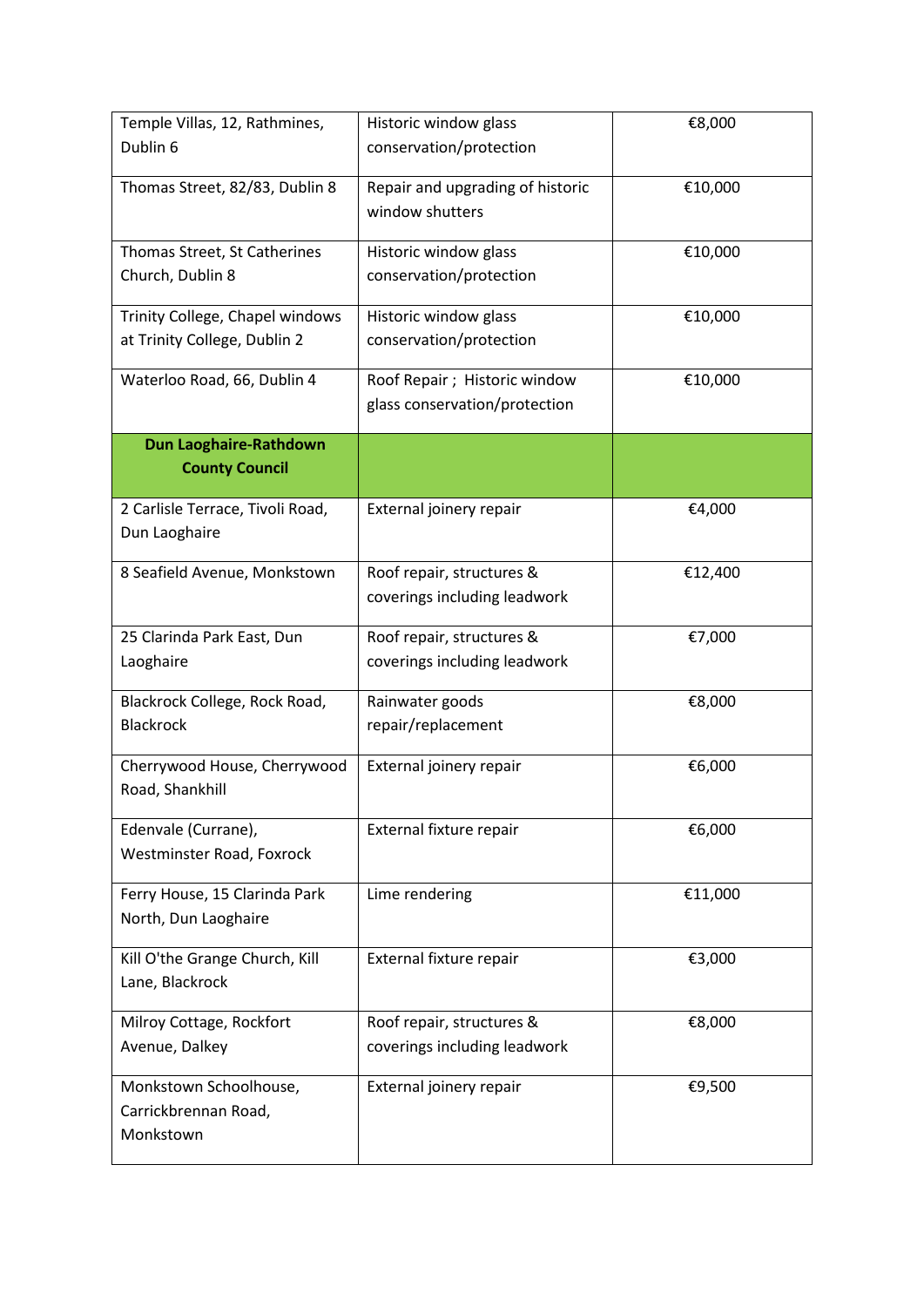| | | |
|---|---|---|
| Temple Villas, 12, Rathmines, Dublin 6 | Historic window glass conservation/protection | €8,000 |
| Thomas Street, 82/83, Dublin 8 | Repair and upgrading of historic window shutters | €10,000 |
| Thomas Street, St Catherines Church, Dublin 8 | Historic window glass conservation/protection | €10,000 |
| Trinity College, Chapel windows at Trinity College, Dublin 2 | Historic window glass conservation/protection | €10,000 |
| Waterloo Road, 66, Dublin 4 | Roof Repair ; Historic window glass conservation/protection | €10,000 |
| **Dun Laoghaire-Rathdown County Council** | | |
| 2 Carlisle Terrace, Tivoli Road, Dun Laoghaire | External joinery repair | €4,000 |
| 8 Seafield Avenue, Monkstown | Roof repair, structures & coverings including leadwork | €12,400 |
| 25 Clarinda Park East, Dun Laoghaire | Roof repair, structures & coverings including leadwork | €7,000 |
| Blackrock College, Rock Road, Blackrock | Rainwater goods repair/replacement | €8,000 |
| Cherrywood House, Cherrywood Road, Shankhill | External joinery repair | €6,000 |
| Edenvale (Currane), Westminster Road, Foxrock | External fixture repair | €6,000 |
| Ferry House, 15 Clarinda Park North, Dun Laoghaire | Lime rendering | €11,000 |
| Kill O'the Grange Church, Kill Lane, Blackrock | External fixture repair | €3,000 |
| Milroy Cottage, Rockfort Avenue, Dalkey | Roof repair, structures & coverings including leadwork | €8,000 |
| Monkstown Schoolhouse, Carrickbrennan Road, Monkstown | External joinery repair | €9,500 |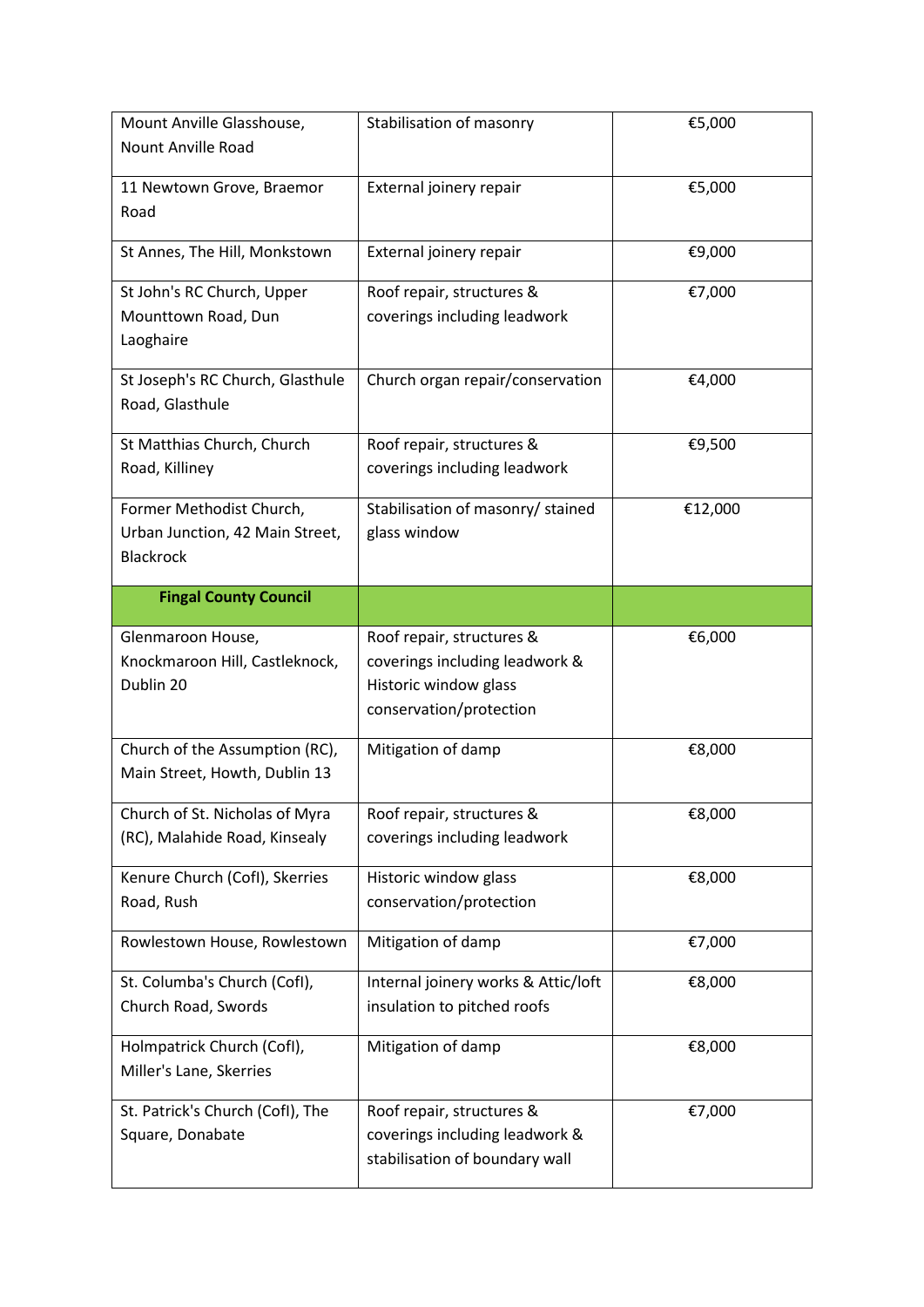| Mount Anville Glasshouse, Nount Anville Road | Stabilisation of masonry | €5,000 |
|---|---|---|
| 11 Newtown Grove, Braemor Road | External joinery repair | €5,000 |
| St Annes, The Hill, Monkstown | External joinery repair | €9,000 |
| St John's RC Church, Upper Mounttown Road, Dun Laoghaire | Roof repair, structures & coverings including leadwork | €7,000 |
| St Joseph's RC Church, Glasthule Road, Glasthule | Church organ repair/conservation | €4,000 |
| St Matthias Church, Church Road, Killiney | Roof repair, structures & coverings including leadwork | €9,500 |
| Former Methodist Church, Urban Junction, 42 Main Street, Blackrock | Stabilisation of masonry/ stained glass window | €12,000 |
| **Fingal County Council** | | |
| Glenmaroon House, Knockmaroon Hill, Castleknock, Dublin 20 | Roof repair, structures & coverings including leadwork & Historic window glass conservation/protection | €6,000 |
| Church of the Assumption (RC), Main Street, Howth, Dublin 13 | Mitigation of damp | €8,000 |
| Church of St. Nicholas of Myra (RC), Malahide Road, Kinsealy | Roof repair, structures & coverings including leadwork | €8,000 |
| Kenure Church (CofI), Skerries Road, Rush | Historic window glass conservation/protection | €8,000 |
| Rowlestown House, Rowlestown | Mitigation of damp | €7,000 |
| St. Columba's Church (CofI), Church Road, Swords | Internal joinery works & Attic/loft insulation to pitched roofs | €8,000 |
| Holmpatrick Church (CofI), Miller's Lane, Skerries | Mitigation of damp | €8,000 |
| St. Patrick's Church (CofI), The Square, Donabate | Roof repair, structures & coverings including leadwork & stabilisation of boundary wall | €7,000 |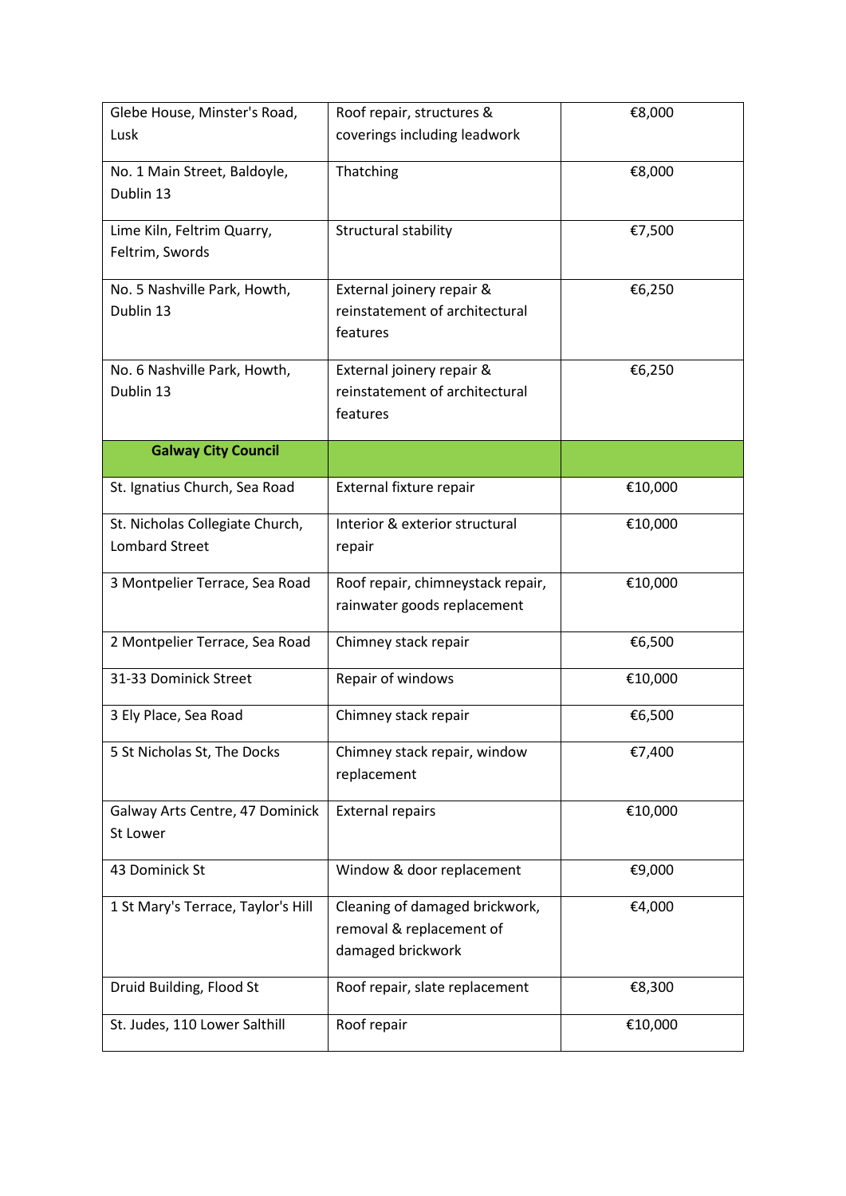| | | |
|---|---|---|
| Glebe House, Minster's Road, Lusk | Roof repair, structures & coverings including leadwork | €8,000 |
| No. 1 Main Street, Baldoyle, Dublin 13 | Thatching | €8,000 |
| Lime Kiln, Feltrim Quarry, Feltrim, Swords | Structural stability | €7,500 |
| No. 5 Nashville Park, Howth, Dublin 13 | External joinery repair & reinstatement of architectural features | €6,250 |
| No. 6 Nashville Park, Howth, Dublin 13 | External joinery repair & reinstatement of architectural features | €6,250 |
| **Galway City Council** | | |
| St. Ignatius Church, Sea Road | External fixture repair | €10,000 |
| St. Nicholas Collegiate Church, Lombard Street | Interior & exterior structural repair | €10,000 |
| 3 Montpelier Terrace, Sea Road | Roof repair, chimneystack repair, rainwater goods replacement | €10,000 |
| 2 Montpelier Terrace, Sea Road | Chimney stack repair | €6,500 |
| 31-33 Dominick Street | Repair of windows | €10,000 |
| 3 Ely Place, Sea Road | Chimney stack repair | €6,500 |
| 5 St Nicholas St, The Docks | Chimney stack repair, window replacement | €7,400 |
| Galway Arts Centre, 47 Dominick St Lower | External repairs | €10,000 |
| 43 Dominick St | Window & door replacement | €9,000 |
| 1 St Mary's Terrace, Taylor's Hill | Cleaning of damaged brickwork, removal & replacement of damaged brickwork | €4,000 |
| Druid Building, Flood St | Roof repair, slate replacement | €8,300 |
| St. Judes, 110 Lower Salthill | Roof repair | €10,000 |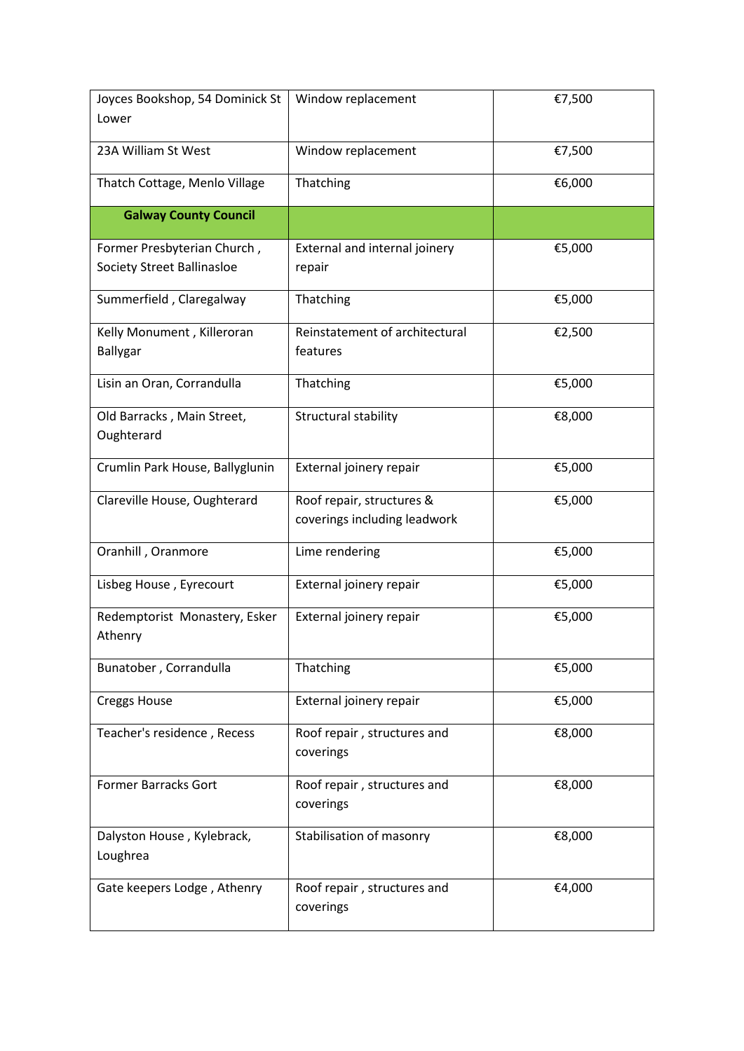| | | |
|---|---|---|
| Joyces Bookshop, 54 Dominick St Lower | Window replacement | €7,500 |
| 23A William St West | Window replacement | €7,500 |
| Thatch Cottage, Menlo Village | Thatching | €6,000 |
| **Galway County Council** | | |
| Former Presbyterian Church , Society Street Ballinasloe | External and internal joinery repair | €5,000 |
| Summerfield , Claregalway | Thatching | €5,000 |
| Kelly Monument , Killeroran Ballygar | Reinstatement of architectural features | €2,500 |
| Lisin an Oran, Corrandulla | Thatching | €5,000 |
| Old Barracks , Main Street, Oughterard | Structural stability | €8,000 |
| Crumlin Park House, Ballyglunin | External joinery repair | €5,000 |
| Clareville House, Oughterard | Roof repair, structures & coverings including leadwork | €5,000 |
| Oranhill , Oranmore | Lime rendering | €5,000 |
| Lisbeg House , Eyrecourt | External joinery repair | €5,000 |
| Redemptorist Monastery, Esker Athenry | External joinery repair | €5,000 |
| Bunatober , Corrandulla | Thatching | €5,000 |
| Creggs House | External joinery repair | €5,000 |
| Teacher's residence , Recess | Roof repair , structures and coverings | €8,000 |
| Former Barracks Gort | Roof repair , structures and coverings | €8,000 |
| Dalyston House , Kylebrack, Loughrea | Stabilisation of masonry | €8,000 |
| Gate keepers Lodge , Athenry | Roof repair , structures and coverings | €4,000 |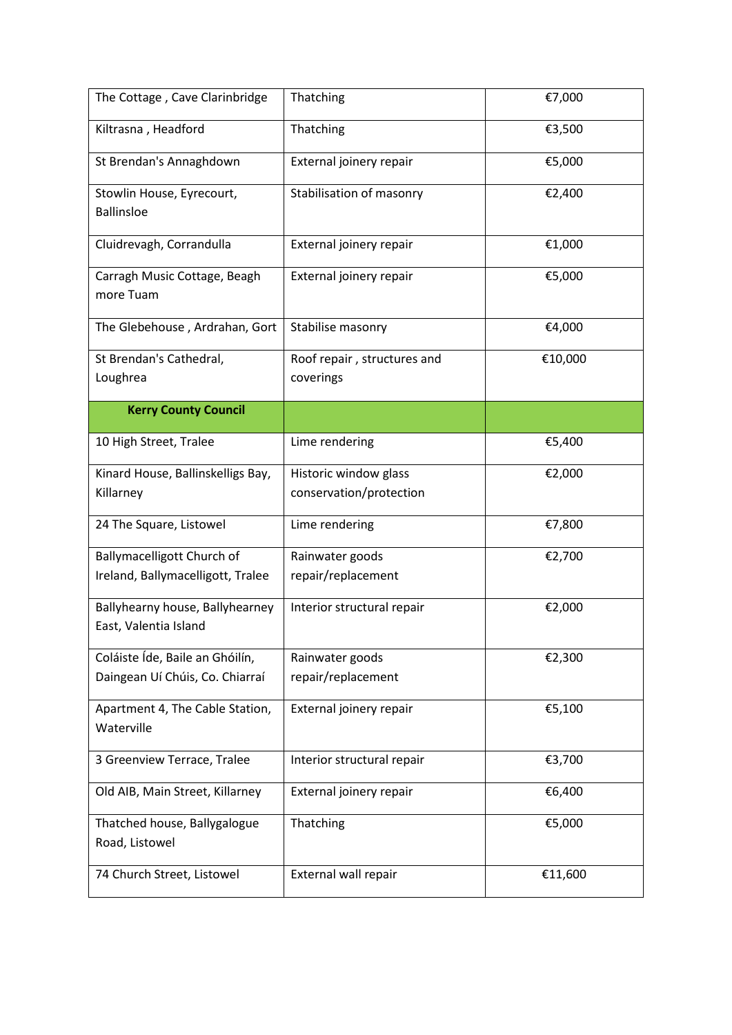| The Cottage , Cave Clarinbridge | Thatching | €7,000 |
|---|---|---|
| Kiltrasna , Headford | Thatching | €3,500 |
| St Brendan's Annaghdown | External joinery repair | €5,000 |
| Stowlin House, Eyrecourt, Ballinsloe | Stabilisation of masonry | €2,400 |
| Cluidrevagh, Corrandulla | External joinery repair | €1,000 |
| Carragh Music Cottage, Beagh more Tuam | External joinery repair | €5,000 |
| The Glebehouse , Ardrahan, Gort | Stabilise masonry | €4,000 |
| St Brendan's Cathedral, Loughrea | Roof repair , structures and coverings | €10,000 |
| **Kerry County Council** | | |
| 10 High Street, Tralee | Lime rendering | €5,400 |
| Kinard House, Ballinskelligs Bay, Killarney | Historic window glass conservation/protection | €2,000 |
| 24 The Square, Listowel | Lime rendering | €7,800 |
| Ballymacelligott Church of Ireland, Ballymacelligott, Tralee | Rainwater goods repair/replacement | €2,700 |
| Ballyhearny house, Ballyhearney East, Valentia Island | Interior structural repair | €2,000 |
| Coláiste Íde, Baile an Ghóilín, Daingean Uí Chúis, Co. Chiarraí | Rainwater goods repair/replacement | €2,300 |
| Apartment 4, The Cable Station, Waterville | External joinery repair | €5,100 |
| 3 Greenview Terrace, Tralee | Interior structural repair | €3,700 |
| Old AIB, Main Street, Killarney | External joinery repair | €6,400 |
| Thatched house, Ballygalogue Road, Listowel | Thatching | €5,000 |
| 74 Church Street, Listowel | External wall repair | €11,600 |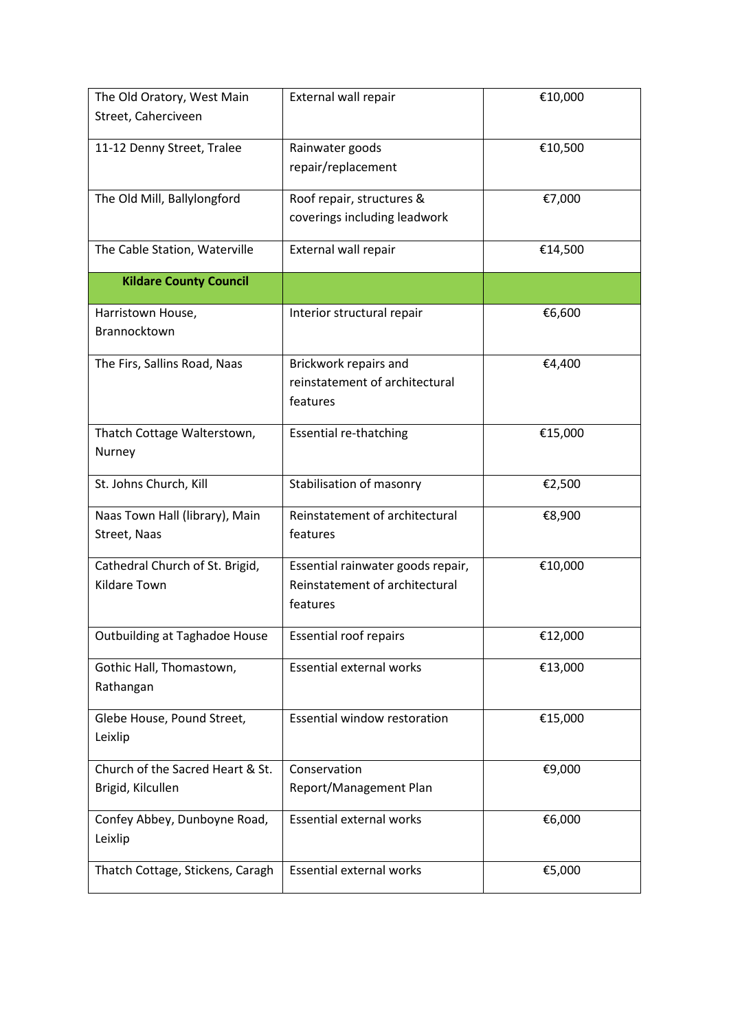| The Old Oratory, West Main Street, Caherciveen | External wall repair | €10,000 |
|---|---|---|
| 11-12 Denny Street, Tralee | Rainwater goods repair/replacement | €10,500 |
| The Old Mill, Ballylongford | Roof repair, structures & coverings including leadwork | €7,000 |
| The Cable Station, Waterville | External wall repair | €14,500 |
| **Kildare County Council** | | |
| Harristown House, Brannocktown | Interior structural repair | €6,600 |
| The Firs, Sallins Road, Naas | Brickwork repairs and reinstatement of architectural features | €4,400 |
| Thatch Cottage Walterstown, Nurney | Essential re-thatching | €15,000 |
| St. Johns Church, Kill | Stabilisation of masonry | €2,500 |
| Naas Town Hall (library), Main Street, Naas | Reinstatement of architectural features | €8,900 |
| Cathedral Church of St. Brigid, Kildare Town | Essential rainwater goods repair, Reinstatement of architectural features | €10,000 |
| Outbuilding at Taghadoe House | Essential roof repairs | €12,000 |
| Gothic Hall, Thomastown, Rathangan | Essential external works | €13,000 |
| Glebe House, Pound Street, Leixlip | Essential window restoration | €15,000 |
| Church of the Sacred Heart & St. Brigid, Kilcullen | Conservation Report/Management Plan | €9,000 |
| Confey Abbey, Dunboyne Road, Leixlip | Essential external works | €6,000 |
| Thatch Cottage, Stickens, Caragh | Essential external works | €5,000 |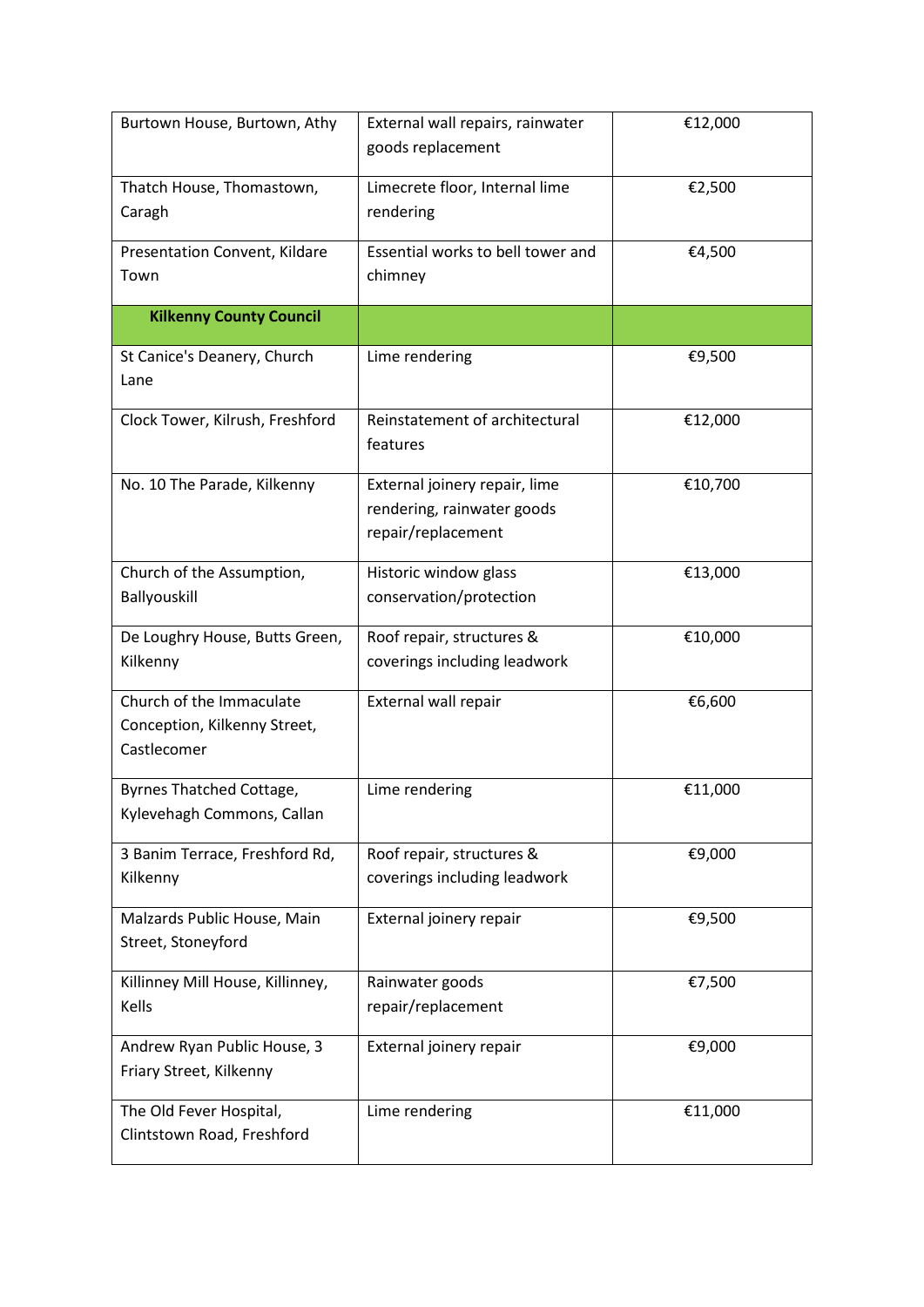| | | |
|---|---|---|
| Burtown House, Burtown, Athy | External wall repairs, rainwater goods replacement | €12,000 |
| Thatch House, Thomastown, Caragh | Limecrete floor, Internal lime rendering | €2,500 |
| Presentation Convent, Kildare Town | Essential works to bell tower and chimney | €4,500 |
| **Kilkenny County Council** | | |
| St Canice's Deanery, Church Lane | Lime rendering | €9,500 |
| Clock Tower, Kilrush, Freshford | Reinstatement of architectural features | €12,000 |
| No. 10 The Parade, Kilkenny | External joinery repair, lime rendering, rainwater goods repair/replacement | €10,700 |
| Church of the Assumption, Ballyouskill | Historic window glass conservation/protection | €13,000 |
| De Loughry House, Butts Green, Kilkenny | Roof repair, structures & coverings including leadwork | €10,000 |
| Church of the Immaculate Conception, Kilkenny Street, Castlecomer | External wall repair | €6,600 |
| Byrnes Thatched Cottage, Kylevehagh Commons, Callan | Lime rendering | €11,000 |
| 3 Banim Terrace, Freshford Rd, Kilkenny | Roof repair, structures & coverings including leadwork | €9,000 |
| Malzards Public House, Main Street, Stoneyford | External joinery repair | €9,500 |
| Killinney Mill House, Killinney, Kells | Rainwater goods repair/replacement | €7,500 |
| Andrew Ryan Public House, 3 Friary Street, Kilkenny | External joinery repair | €9,000 |
| The Old Fever Hospital, Clintstown Road, Freshford | Lime rendering | €11,000 |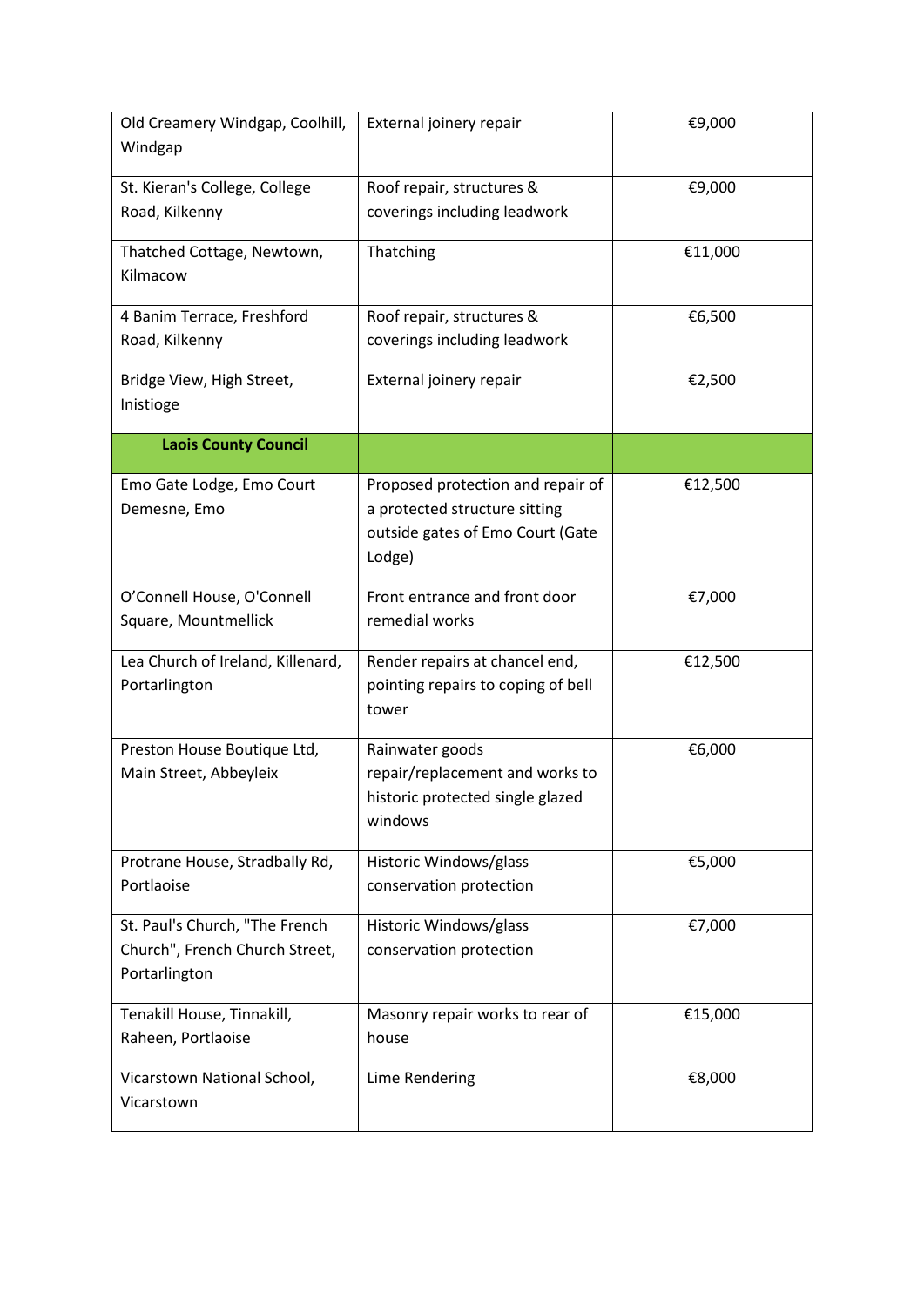| Old Creamery Windgap, Coolhill, Windgap | External joinery repair | €9,000 |
|---|---|---|
| St. Kieran's College, College Road, Kilkenny | Roof repair, structures & coverings including leadwork | €9,000 |
| Thatched Cottage, Newtown, Kilmacow | Thatching | €11,000 |
| 4 Banim Terrace, Freshford Road, Kilkenny | Roof repair, structures & coverings including leadwork | €6,500 |
| Bridge View, High Street, Inistioge | External joinery repair | €2,500 |
| **Laois County Council** | | |
| Emo Gate Lodge, Emo Court Demesne, Emo | Proposed protection and repair of a protected structure sitting outside gates of Emo Court (Gate Lodge) | €12,500 |
| O'Connell House, O'Connell Square, Mountmellick | Front entrance and front door remedial works | €7,000 |
| Lea Church of Ireland, Killenard, Portarlington | Render repairs at chancel end, pointing repairs to coping of bell tower | €12,500 |
| Preston House Boutique Ltd, Main Street, Abbeyleix | Rainwater goods repair/replacement and works to historic protected single glazed windows | €6,000 |
| Protrane House, Stradbally Rd, Portlaoise | Historic Windows/glass conservation protection | €5,000 |
| St. Paul's Church, "The French Church", French Church Street, Portarlington | Historic Windows/glass conservation protection | €7,000 |
| Tenakill House, Tinnakill, Raheen, Portlaoise | Masonry repair works to rear of house | €15,000 |
| Vicarstown National School, Vicarstown | Lime Rendering | €8,000 |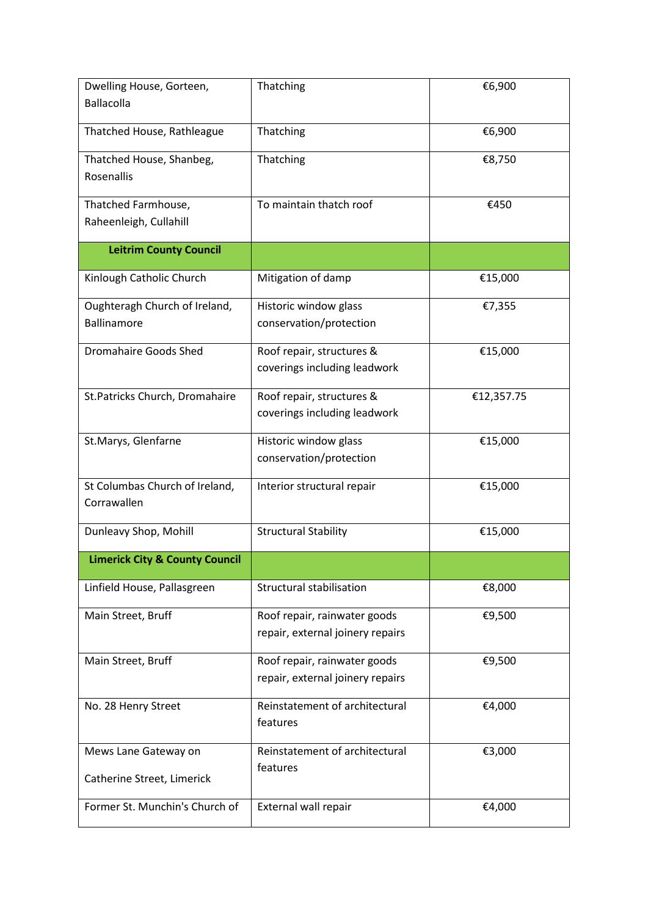| Dwelling House, Gorteen, Ballacolla | Thatching | €6,900 |
|---|---|---|
| Thatched House, Rathleague | Thatching | €6,900 |
| Thatched House, Shanbeg, Rosenallis | Thatching | €8,750 |
| Thatched Farmhouse, Raheenleigh, Cullahill | To maintain thatch roof | €450 |
| **Leitrim County Council** | | |
| Kinlough Catholic Church | Mitigation of damp | €15,000 |
| Oughteragh Church of Ireland, Ballinamore | Historic window glass conservation/protection | €7,355 |
| Dromahaire Goods Shed | Roof repair, structures & coverings including leadwork | €15,000 |
| St.Patricks Church, Dromahaire | Roof repair, structures & coverings including leadwork | €12,357.75 |
| St.Marys, Glenfarne | Historic window glass conservation/protection | €15,000 |
| St Columbas Church of Ireland, Corrawallen | Interior structural repair | €15,000 |
| Dunleavy Shop, Mohill | Structural Stability | €15,000 |
| **Limerick City & County Council** | | |
| Linfield House, Pallasgreen | Structural stabilisation | €8,000 |
| Main Street, Bruff | Roof repair, rainwater goods repair, external joinery repairs | €9,500 |
| Main Street, Bruff | Roof repair, rainwater goods repair, external joinery repairs | €9,500 |
| No. 28 Henry Street | Reinstatement of architectural features | €4,000 |
| Mews Lane Gateway on Catherine Street, Limerick | Reinstatement of architectural features | €3,000 |
| Former St. Munchin's Church of | External wall repair | €4,000 |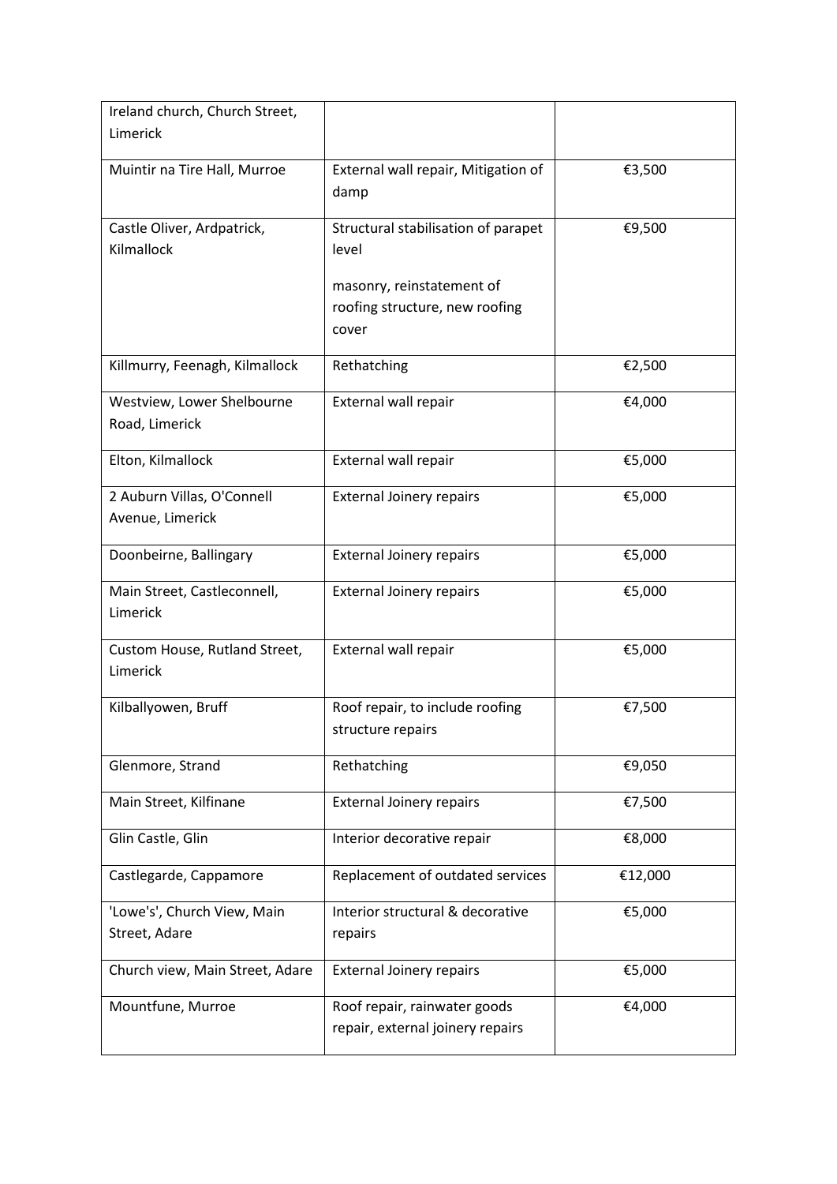| | | |
|---|---|---|
| Ireland church, Church Street, Limerick | | |
| Muintir na Tire Hall, Murroe | External wall repair, Mitigation of damp | €3,500 |
| Castle Oliver, Ardpatrick, Kilmallock | Structural stabilisation of parapet level<br><br>masonry, reinstatement of roofing structure, new roofing cover | €9,500 |
| Killmurry, Feenagh, Kilmallock | Rethatching | €2,500 |
| Westview, Lower Shelbourne Road, Limerick | External wall repair | €4,000 |
| Elton, Kilmallock | External wall repair | €5,000 |
| 2 Auburn Villas, O'Connell Avenue, Limerick | External Joinery repairs | €5,000 |
| Doonbeirne, Ballingary | External Joinery repairs | €5,000 |
| Main Street, Castleconnell, Limerick | External Joinery repairs | €5,000 |
| Custom House, Rutland Street, Limerick | External wall repair | €5,000 |
| Kilballyowen, Bruff | Roof repair, to include roofing structure repairs | €7,500 |
| Glenmore, Strand | Rethatching | €9,050 |
| Main Street, Kilfinane | External Joinery repairs | €7,500 |
| Glin Castle, Glin | Interior decorative repair | €8,000 |
| Castlegarde, Cappamore | Replacement of outdated services | €12,000 |
| 'Lowe's', Church View, Main Street, Adare | Interior structural & decorative repairs | €5,000 |
| Church view, Main Street, Adare | External Joinery repairs | €5,000 |
| Mountfune, Murroe | Roof repair, rainwater goods repair, external joinery repairs | €4,000 |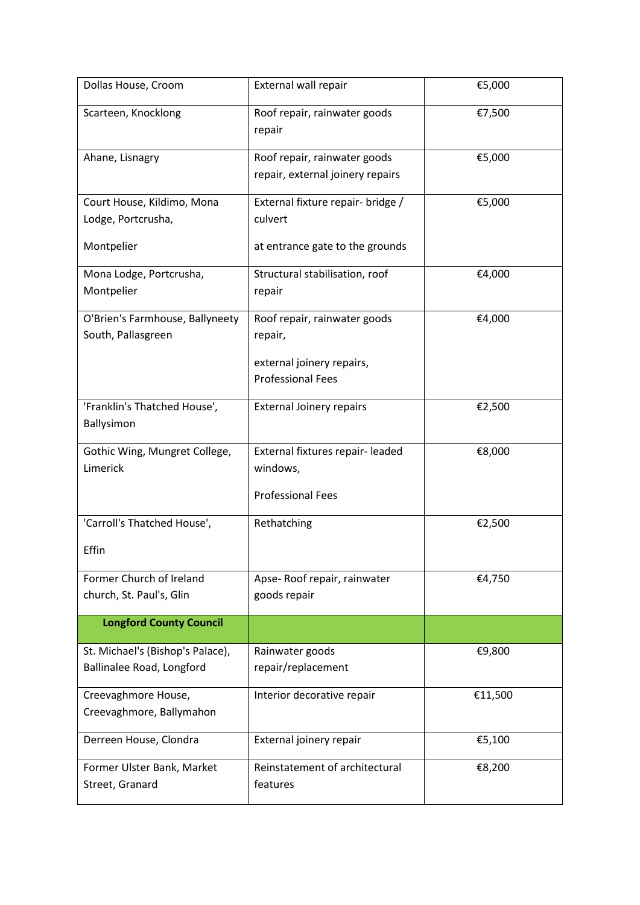| | | |
|---|---|---|
| Dollas House, Croom | External wall repair | €5,000 |
| Scarteen, Knocklong | Roof repair, rainwater goods repair | €7,500 |
| Ahane, Lisnagry | Roof repair, rainwater goods repair, external joinery repairs | €5,000 |
| Court House, Kildimo, Mona Lodge, Portcrusha, Montpelier | External fixture repair- bridge / culvert at entrance gate to the grounds | €5,000 |
| Mona Lodge, Portcrusha, Montpelier | Structural stabilisation, roof repair | €4,000 |
| O'Brien's Farmhouse, Ballyneety South, Pallasgreen | Roof repair, rainwater goods repair, external joinery repairs, Professional Fees | €4,000 |
| 'Franklin's Thatched House', Ballysimon | External Joinery repairs | €2,500 |
| Gothic Wing, Mungret College, Limerick | External fixtures repair- leaded windows, Professional Fees | €8,000 |
| 'Carroll's Thatched House', Effin | Rethatching | €2,500 |
| Former Church of Ireland church, St. Paul's, Glin | Apse- Roof repair, rainwater goods repair | €4,750 |
| **Longford County Council** | | |
| St. Michael's (Bishop's Palace), Ballinalee Road, Longford | Rainwater goods repair/replacement | €9,800 |
| Creevaghmore House, Creevaghmore, Ballymahon | Interior decorative repair | €11,500 |
| Derreen House, Clondra | External joinery repair | €5,100 |
| Former Ulster Bank, Market Street, Granard | Reinstatement of architectural features | €8,200 |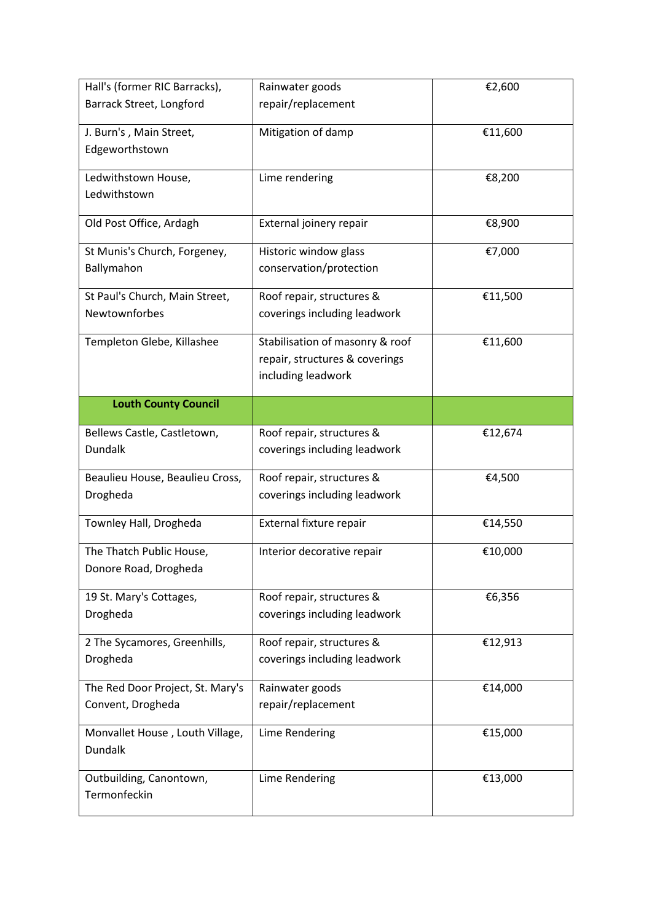| | | |
|---|---|---|
| Hall's (former RIC Barracks), Barrack Street, Longford | Rainwater goods repair/replacement | €2,600 |
| J. Burn's , Main Street, Edgeworthstown | Mitigation of damp | €11,600 |
| Ledwithstown House, Ledwithstown | Lime rendering | €8,200 |
| Old Post Office, Ardagh | External joinery repair | €8,900 |
| St Munis's Church, Forgeney, Ballymahon | Historic window glass conservation/protection | €7,000 |
| St Paul's Church, Main Street, Newtownforbes | Roof repair, structures & coverings including leadwork | €11,500 |
| Templeton Glebe, Killashee | Stabilisation of masonry & roof repair, structures & coverings including leadwork | €11,600 |
| **Louth County Council** | | |
| Bellews Castle, Castletown, Dundalk | Roof repair, structures & coverings including leadwork | €12,674 |
| Beaulieu House, Beaulieu Cross, Drogheda | Roof repair, structures & coverings including leadwork | €4,500 |
| Townley Hall, Drogheda | External fixture repair | €14,550 |
| The Thatch Public House, Donore Road, Drogheda | Interior decorative repair | €10,000 |
| 19 St. Mary's Cottages, Drogheda | Roof repair, structures & coverings including leadwork | €6,356 |
| 2 The Sycamores, Greenhills, Drogheda | Roof repair, structures & coverings including leadwork | €12,913 |
| The Red Door Project, St. Mary's Convent, Drogheda | Rainwater goods repair/replacement | €14,000 |
| Monvallet House , Louth Village, Dundalk | Lime Rendering | €15,000 |
| Outbuilding, Canontown, Termonfeckin | Lime Rendering | €13,000 |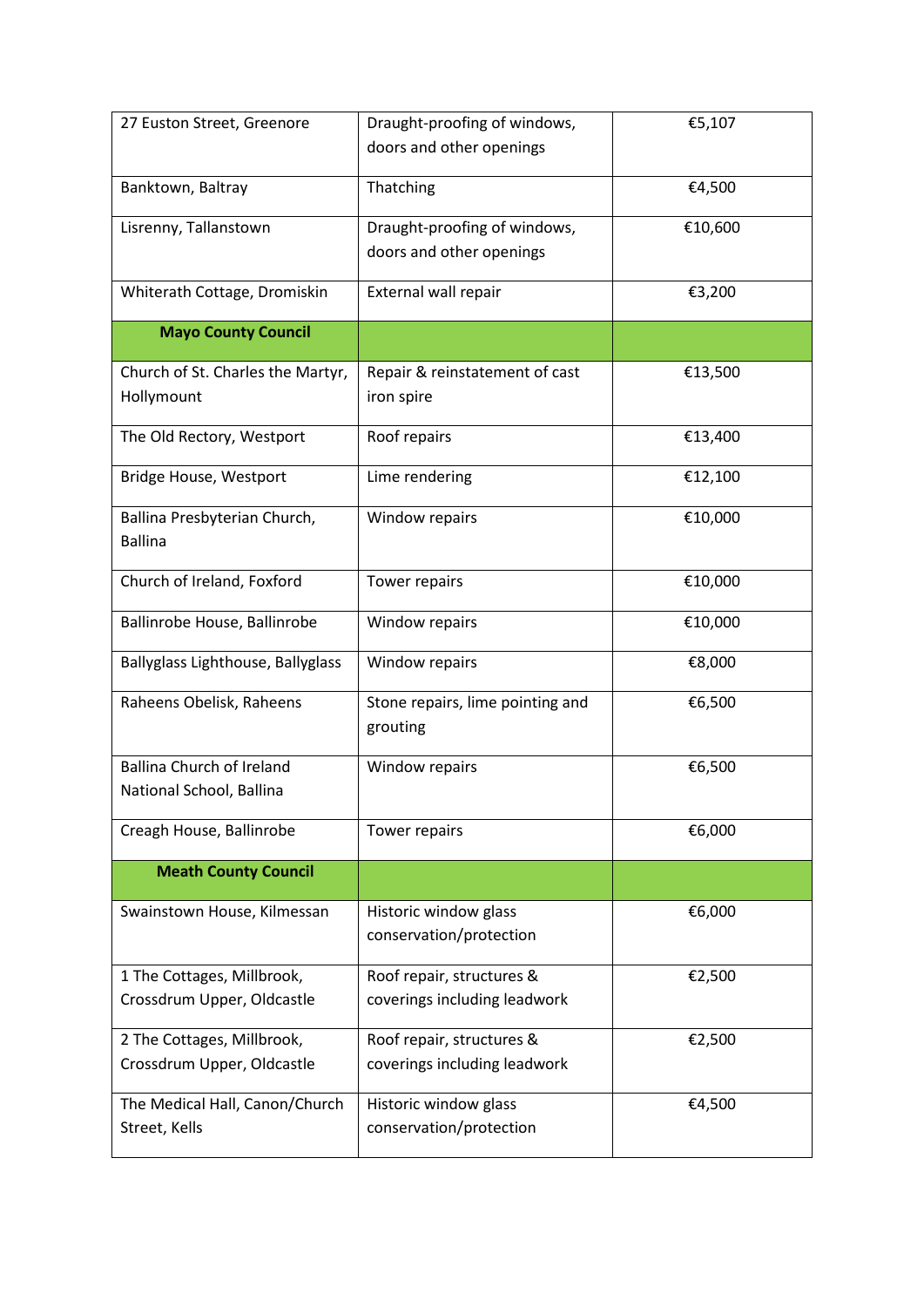| | | |
|---|---|---|
| 27 Euston Street, Greenore | Draught-proofing of windows, doors and other openings | €5,107 |
| Banktown, Baltray | Thatching | €4,500 |
| Lisrenny, Tallanstown | Draught-proofing of windows, doors and other openings | €10,600 |
| Whiterath Cottage, Dromiskin | External wall repair | €3,200 |
| **Mayo County Council** | | |
| Church of St. Charles the Martyr, Hollymount | Repair & reinstatement of cast iron spire | €13,500 |
| The Old Rectory, Westport | Roof repairs | €13,400 |
| Bridge House, Westport | Lime rendering | €12,100 |
| Ballina Presbyterian Church, Ballina | Window repairs | €10,000 |
| Church of Ireland, Foxford | Tower repairs | €10,000 |
| Ballinrobe House, Ballinrobe | Window repairs | €10,000 |
| Ballyglass Lighthouse, Ballyglass | Window repairs | €8,000 |
| Raheens Obelisk, Raheens | Stone repairs, lime pointing and grouting | €6,500 |
| Ballina Church of Ireland National School, Ballina | Window repairs | €6,500 |
| Creagh House, Ballinrobe | Tower repairs | €6,000 |
| **Meath County Council** | | |
| Swainstown House, Kilmessan | Historic window glass conservation/protection | €6,000 |
| 1 The Cottages, Millbrook, Crossdrum Upper, Oldcastle | Roof repair, structures & coverings including leadwork | €2,500 |
| 2 The Cottages, Millbrook, Crossdrum Upper, Oldcastle | Roof repair, structures & coverings including leadwork | €2,500 |
| The Medical Hall, Canon/Church Street, Kells | Historic window glass conservation/protection | €4,500 |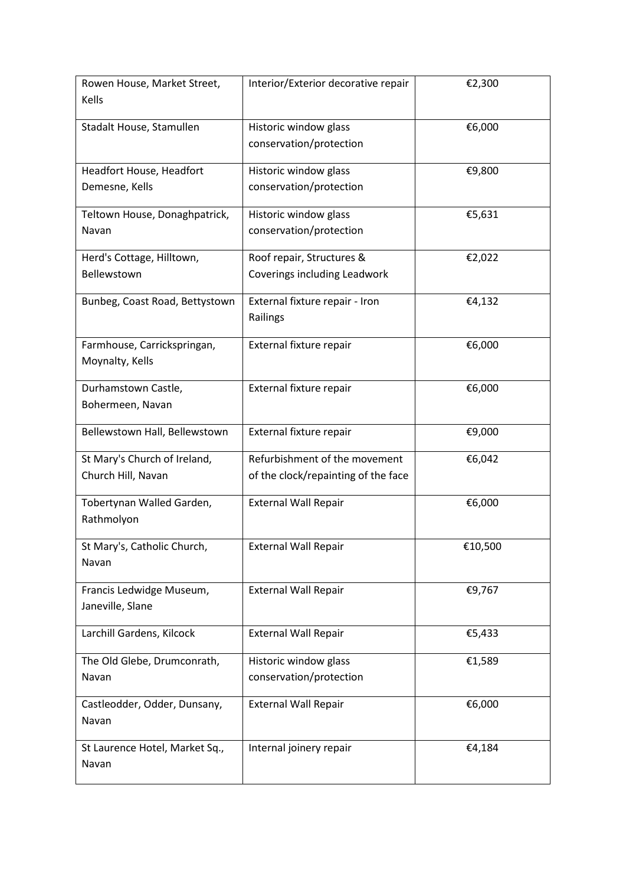| | | |
|---|---|---|
| Rowen House, Market Street, Kells | Interior/Exterior decorative repair | €2,300 |
| Stadalt House, Stamullen | Historic window glass conservation/protection | €6,000 |
| Headfort House, Headfort Demesne, Kells | Historic window glass conservation/protection | €9,800 |
| Teltown House, Donaghpatrick, Navan | Historic window glass conservation/protection | €5,631 |
| Herd's Cottage, Hilltown, Bellewstown | Roof repair, Structures & Coverings including Leadwork | €2,022 |
| Bunbeg, Coast Road, Bettystown | External fixture repair - Iron Railings | €4,132 |
| Farmhouse, Carrickspringan, Moynalty, Kells | External fixture repair | €6,000 |
| Durhamstown Castle, Bohermeen, Navan | External fixture repair | €6,000 |
| Bellewstown Hall, Bellewstown | External fixture repair | €9,000 |
| St Mary's Church of Ireland, Church Hill, Navan | Refurbishment of the movement of the clock/repainting of the face | €6,042 |
| Tobertynan Walled Garden, Rathmolyon | External Wall Repair | €6,000 |
| St Mary's, Catholic Church, Navan | External Wall Repair | €10,500 |
| Francis Ledwidge Museum, Janeville, Slane | External Wall Repair | €9,767 |
| Larchill Gardens, Kilcock | External Wall Repair | €5,433 |
| The Old Glebe, Drumconrath, Navan | Historic window glass conservation/protection | €1,589 |
| Castleodder, Odder, Dunsany, Navan | External Wall Repair | €6,000 |
| St Laurence Hotel, Market Sq., Navan | Internal joinery repair | €4,184 |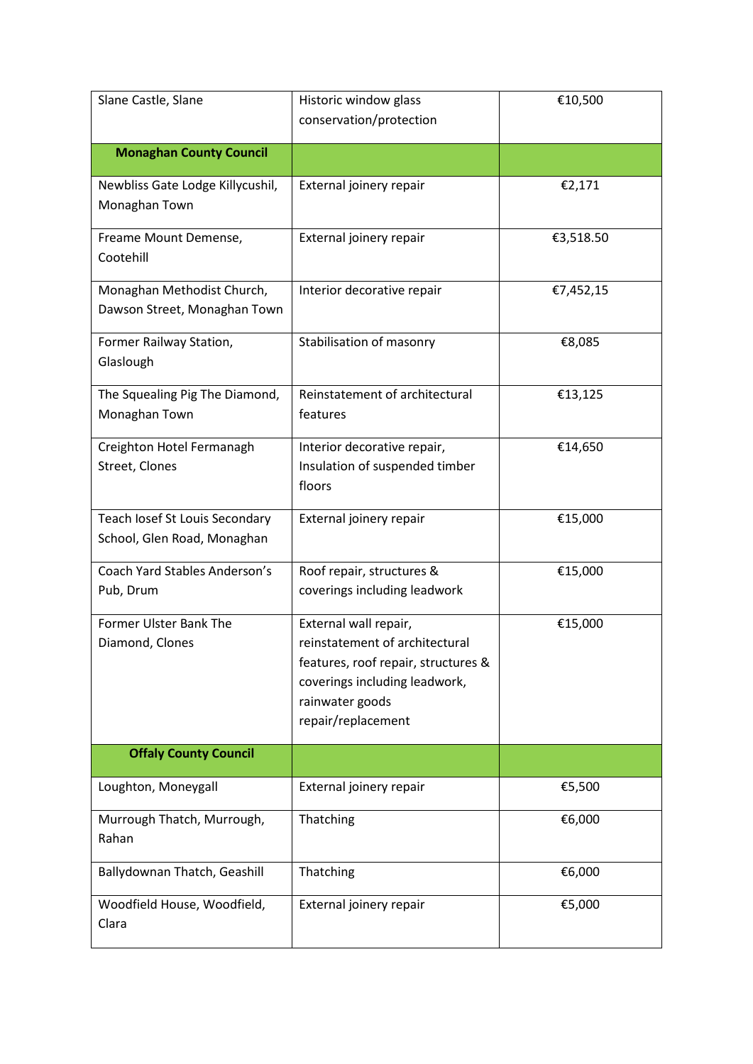| Slane Castle, Slane | Historic window glass conservation/protection | €10,500 |
|---|---|---|
| **Monaghan County Council** | | |
| Newbliss Gate Lodge Killycushil, Monaghan Town | External joinery repair | €2,171 |
| Freame Mount Demense, Cootehill | External joinery repair | €3,518.50 |
| Monaghan Methodist Church, Dawson Street, Monaghan Town | Interior decorative repair | €7,452,15 |
| Former Railway Station, Glaslough | Stabilisation of masonry | €8,085 |
| The Squealing Pig The Diamond, Monaghan Town | Reinstatement of architectural features | €13,125 |
| Creighton Hotel Fermanagh Street, Clones | Interior decorative repair, Insulation of suspended timber floors | €14,650 |
| Teach Iosef St Louis Secondary School, Glen Road, Monaghan | External joinery repair | €15,000 |
| Coach Yard Stables Anderson's Pub, Drum | Roof repair, structures & coverings including leadwork | €15,000 |
| Former Ulster Bank The Diamond, Clones | External wall repair, reinstatement of architectural features, roof repair, structures & coverings including leadwork, rainwater goods repair/replacement | €15,000 |
| **Offaly County Council** | | |
| Loughton, Moneygall | External joinery repair | €5,500 |
| Murrough Thatch, Murrough, Rahan | Thatching | €6,000 |
| Ballydownan Thatch, Geashill | Thatching | €6,000 |
| Woodfield House, Woodfield, Clara | External joinery repair | €5,000 |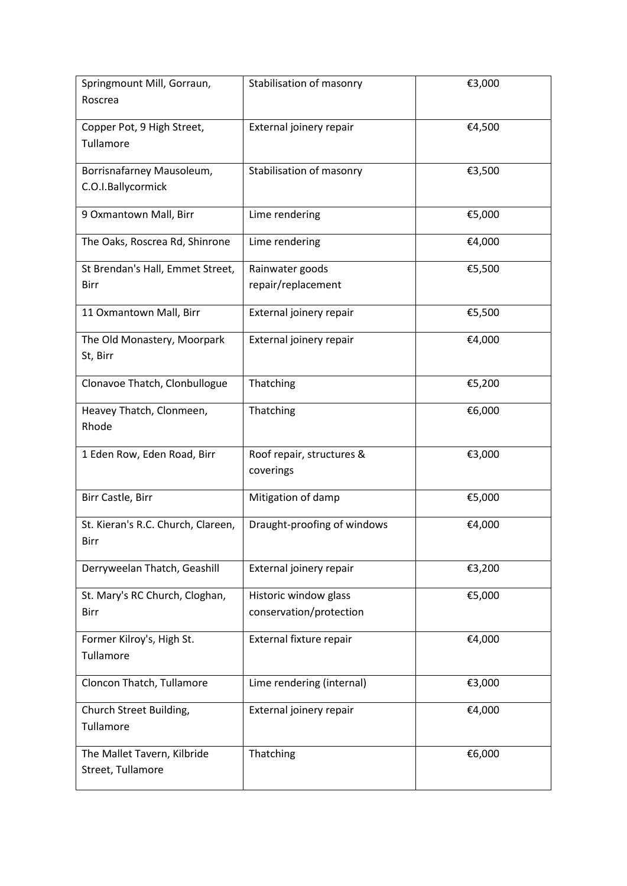| Springmount Mill, Gorraun, Roscrea | Stabilisation of masonry | €3,000 |
|---|---|---|
| Copper Pot, 9 High Street, Tullamore | External joinery repair | €4,500 |
| Borrisnafarney Mausoleum, C.O.I.Ballycormick | Stabilisation of masonry | €3,500 |
| 9 Oxmantown Mall, Birr | Lime rendering | €5,000 |
| The Oaks, Roscrea Rd, Shinrone | Lime rendering | €4,000 |
| St Brendan's Hall, Emmet Street, Birr | Rainwater goods repair/replacement | €5,500 |
| 11 Oxmantown Mall, Birr | External joinery repair | €5,500 |
| The Old Monastery, Moorpark St, Birr | External joinery repair | €4,000 |
| Clonavoe Thatch, Clonbullogue | Thatching | €5,200 |
| Heavey Thatch, Clonmeen, Rhode | Thatching | €6,000 |
| 1 Eden Row, Eden Road, Birr | Roof repair, structures & coverings | €3,000 |
| Birr Castle, Birr | Mitigation of damp | €5,000 |
| St. Kieran's R.C. Church, Clareen, Birr | Draught-proofing of windows | €4,000 |
| Derryweelan Thatch, Geashill | External joinery repair | €3,200 |
| St. Mary's RC Church, Cloghan, Birr | Historic window glass conservation/protection | €5,000 |
| Former Kilroy's, High St. Tullamore | External fixture repair | €4,000 |
| Cloncon Thatch, Tullamore | Lime rendering (internal) | €3,000 |
| Church Street Building, Tullamore | External joinery repair | €4,000 |
| The Mallet Tavern, Kilbride Street, Tullamore | Thatching | €6,000 |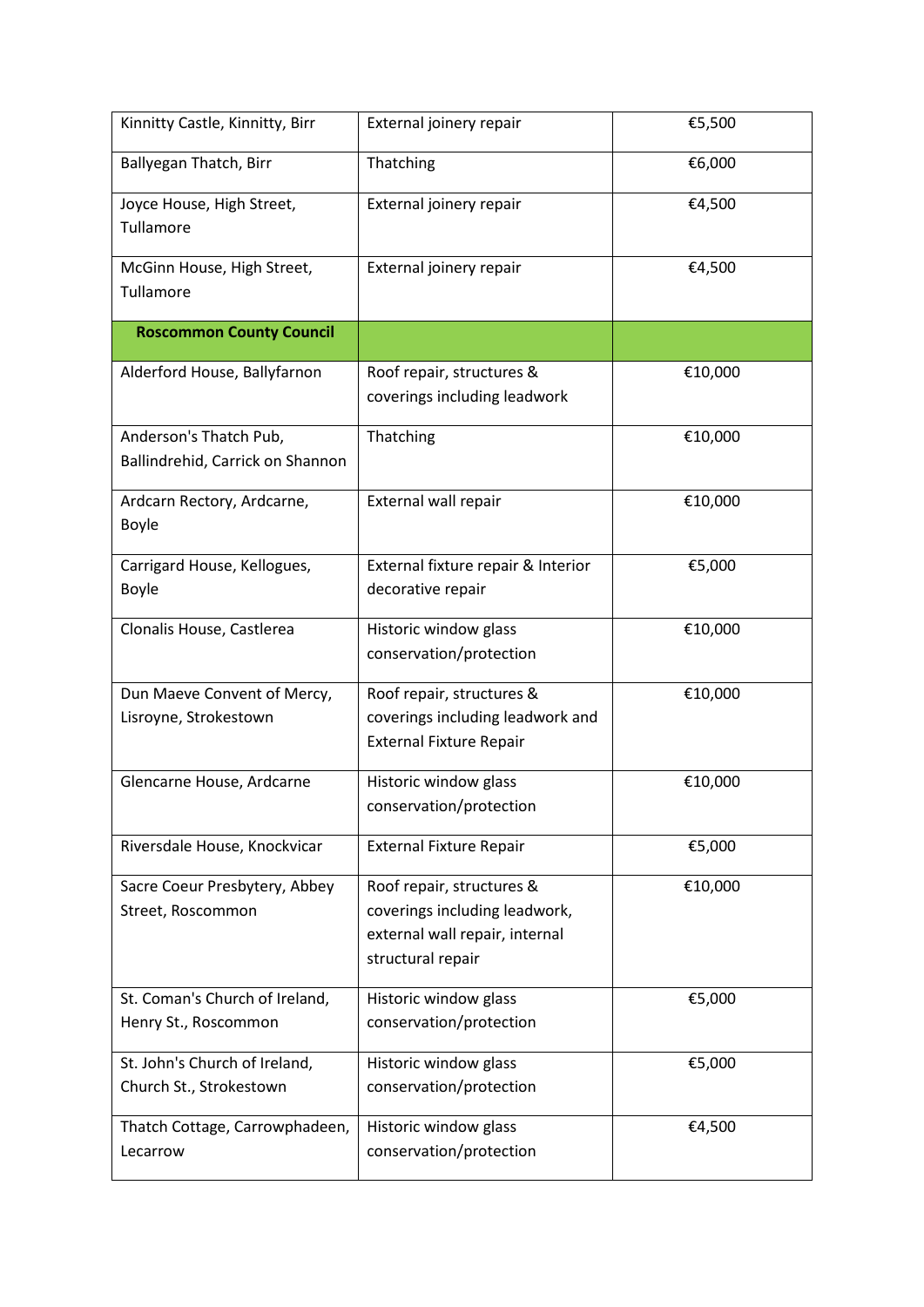| Kinnitty Castle, Kinnitty, Birr | External joinery repair | €5,500 |
|---|---|---|
| Ballyegan Thatch, Birr | Thatching | €6,000 |
| Joyce House, High Street, Tullamore | External joinery repair | €4,500 |
| McGinn House, High Street, Tullamore | External joinery repair | €4,500 |
| **Roscommon County Council** | | |
| Alderford House, Ballyfarnon | Roof repair, structures & coverings including leadwork | €10,000 |
| Anderson's Thatch Pub, Ballindrehid, Carrick on Shannon | Thatching | €10,000 |
| Ardcarn Rectory, Ardcarne, Boyle | External wall repair | €10,000 |
| Carrigard House, Kellogues, Boyle | External fixture repair & Interior decorative repair | €5,000 |
| Clonalis House, Castlerea | Historic window glass conservation/protection | €10,000 |
| Dun Maeve Convent of Mercy, Lisroyne, Strokestown | Roof repair, structures & coverings including leadwork and External Fixture Repair | €10,000 |
| Glencarne House, Ardcarne | Historic window glass conservation/protection | €10,000 |
| Riversdale House, Knockvicar | External Fixture Repair | €5,000 |
| Sacre Coeur Presbytery, Abbey Street, Roscommon | Roof repair, structures & coverings including leadwork, external wall repair, internal structural repair | €10,000 |
| St. Coman's Church of Ireland, Henry St., Roscommon | Historic window glass conservation/protection | €5,000 |
| St. John's Church of Ireland, Church St., Strokestown | Historic window glass conservation/protection | €5,000 |
| Thatch Cottage, Carrowphadeen, Lecarrow | Historic window glass conservation/protection | €4,500 |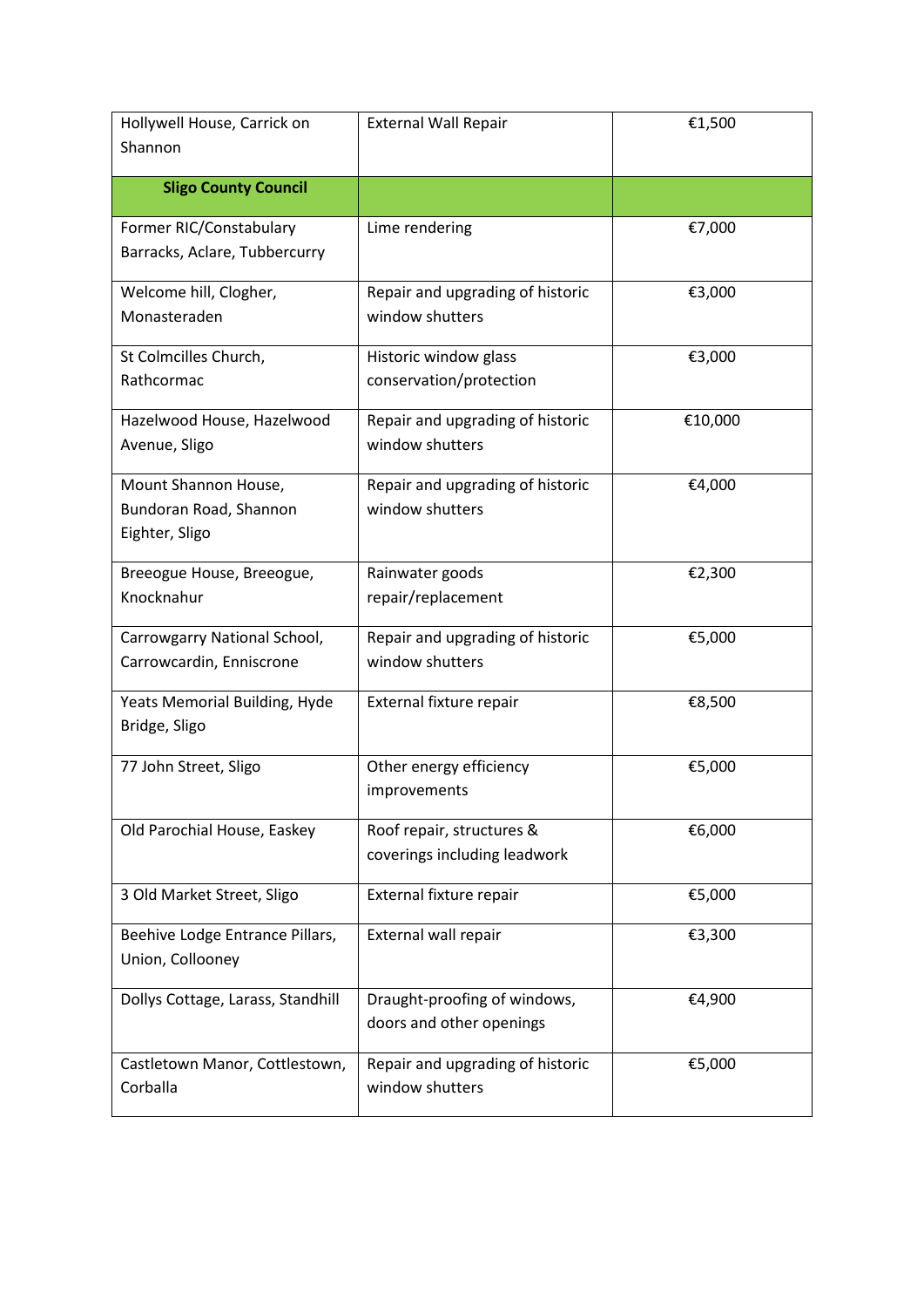| | | |
|---|---|---|
| Hollywell House, Carrick on Shannon | External Wall Repair | €1,500 |
| **Sligo County Council** | | |
| Former RIC/Constabulary Barracks, Aclare, Tubbercurry | Lime rendering | €7,000 |
| Welcome hill, Clogher, Monasteraden | Repair and upgrading of historic window shutters | €3,000 |
| St Colmcilles Church, Rathcormac | Historic window glass conservation/protection | €3,000 |
| Hazelwood House, Hazelwood Avenue, Sligo | Repair and upgrading of historic window shutters | €10,000 |
| Mount Shannon House, Bundoran Road, Shannon Eighter, Sligo | Repair and upgrading of historic window shutters | €4,000 |
| Breeogue House, Breeogue, Knocknahur | Rainwater goods repair/replacement | €2,300 |
| Carrowgarry National School, Carrowcardin, Enniscrone | Repair and upgrading of historic window shutters | €5,000 |
| Yeats Memorial Building, Hyde Bridge, Sligo | External fixture repair | €8,500 |
| 77 John Street, Sligo | Other energy efficiency improvements | €5,000 |
| Old Parochial House, Easkey | Roof repair, structures & coverings including leadwork | €6,000 |
| 3 Old Market Street, Sligo | External fixture repair | €5,000 |
| Beehive Lodge Entrance Pillars, Union, Collooney | External wall repair | €3,300 |
| Dollys Cottage, Larass, Standhill | Draught-proofing of windows, doors and other openings | €4,900 |
| Castletown Manor, Cottlestown, Corballa | Repair and upgrading of historic window shutters | €5,000 |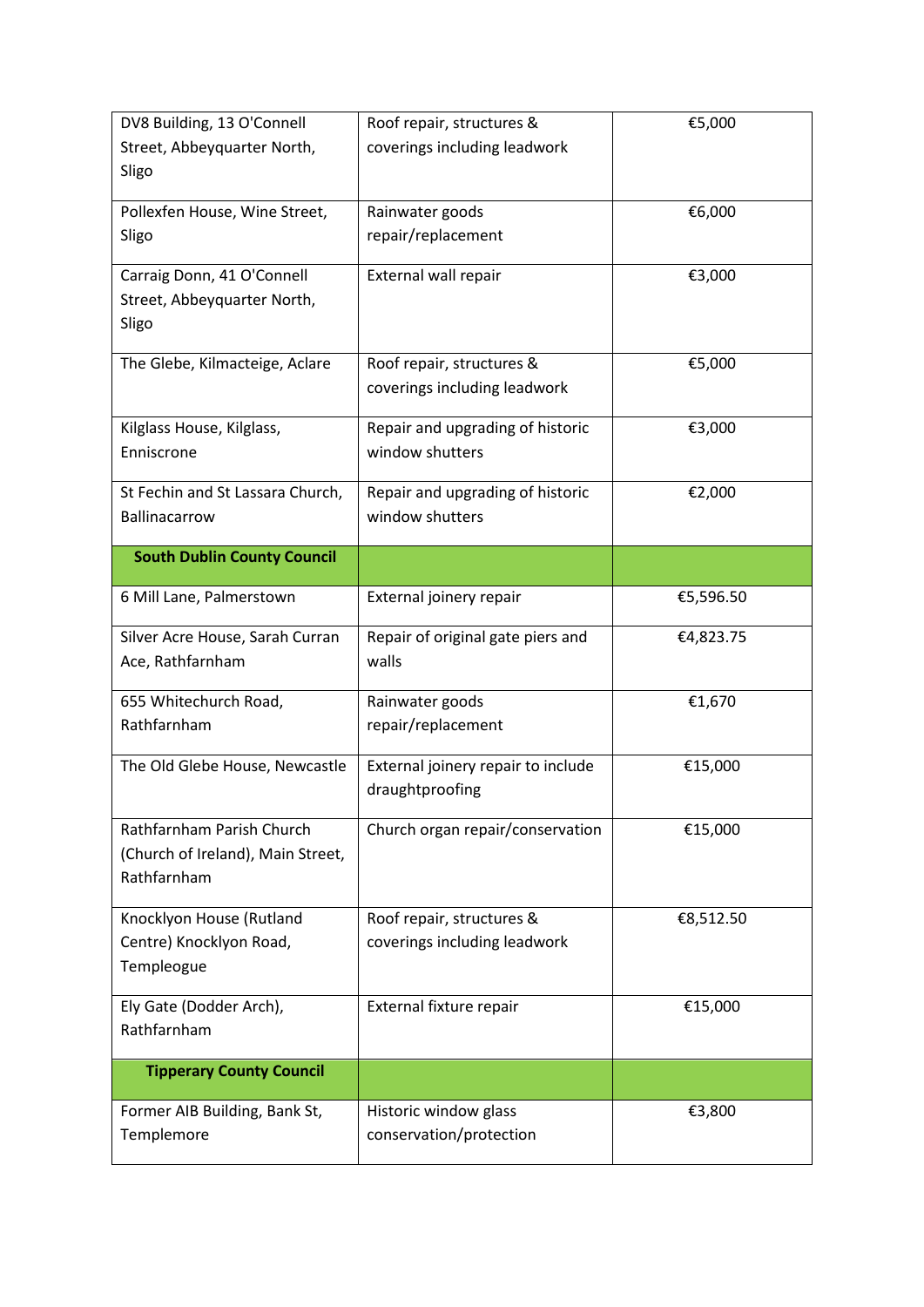| | | |
|---|---|---|
| DV8 Building, 13 O'Connell Street, Abbeyquarter North, Sligo | Roof repair, structures & coverings including leadwork | €5,000 |
| Pollexfen House, Wine Street, Sligo | Rainwater goods repair/replacement | €6,000 |
| Carraig Donn, 41 O'Connell Street, Abbeyquarter North, Sligo | External wall repair | €3,000 |
| The Glebe, Kilmacteige, Aclare | Roof repair, structures & coverings including leadwork | €5,000 |
| Kilglass House, Kilglass, Enniscrone | Repair and upgrading of historic window shutters | €3,000 |
| St Fechin and St Lassara Church, Ballinacarrow | Repair and upgrading of historic window shutters | €2,000 |
| **South Dublin County Council** | | |
| 6 Mill Lane, Palmerstown | External joinery repair | €5,596.50 |
| Silver Acre House, Sarah Curran Ace, Rathfarnham | Repair of original gate piers and walls | €4,823.75 |
| 655 Whitechurch Road, Rathfarnham | Rainwater goods repair/replacement | €1,670 |
| The Old Glebe House, Newcastle | External joinery repair to include draughtproofing | €15,000 |
| Rathfarnham Parish Church (Church of Ireland), Main Street, Rathfarnham | Church organ repair/conservation | €15,000 |
| Knocklyon House (Rutland Centre) Knocklyon Road, Templeogue | Roof repair, structures & coverings including leadwork | €8,512.50 |
| Ely Gate (Dodder Arch), Rathfarnham | External fixture repair | €15,000 |
| **Tipperary County Council** | | |
| Former AIB Building, Bank St, Templemore | Historic window glass conservation/protection | €3,800 |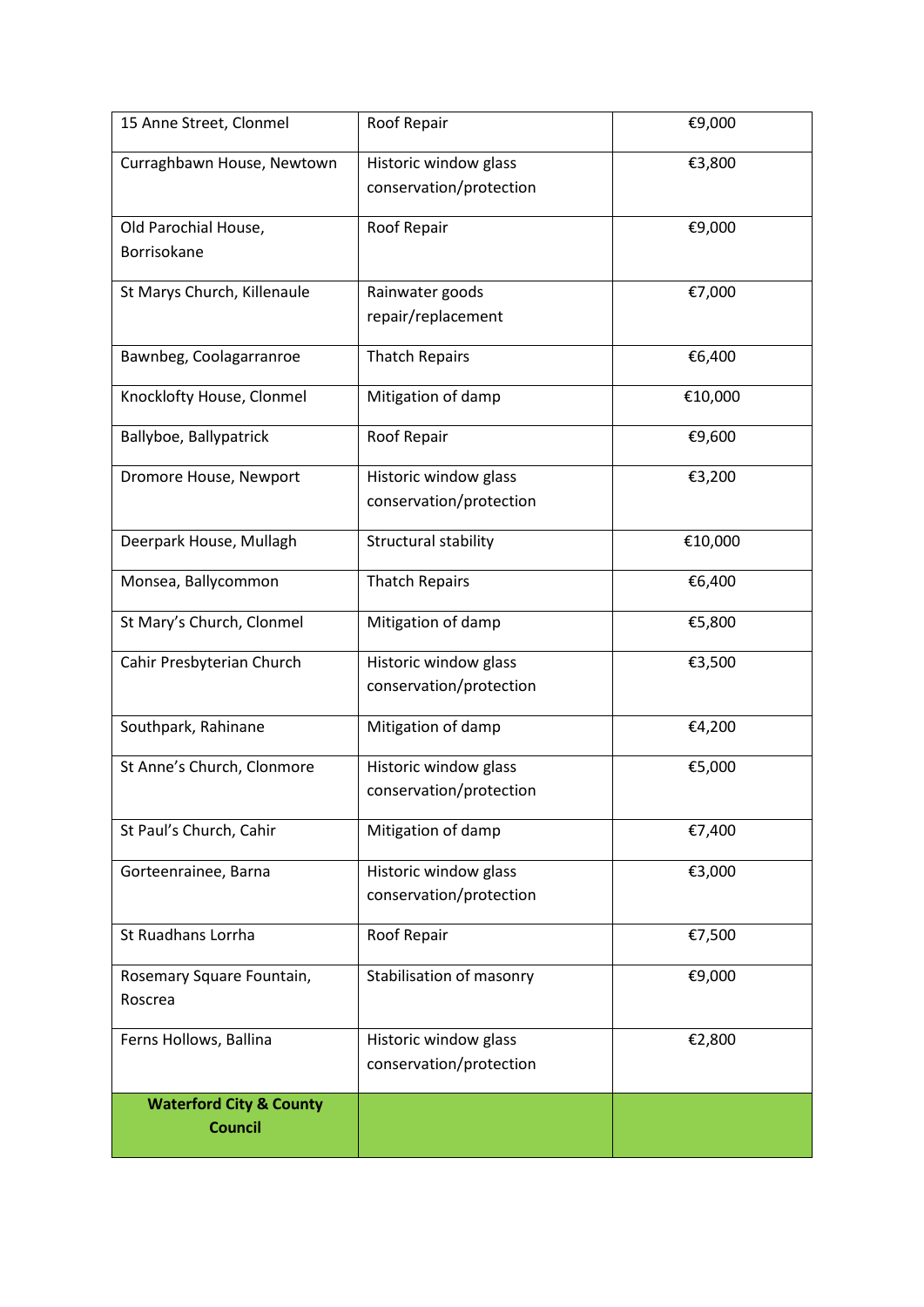| 15 Anne Street, Clonmel | Roof Repair | €9,000 |
|---|---|---|
| Curraghbawn House, Newtown | Historic window glass conservation/protection | €3,800 |
| Old Parochial House, Borrisokane | Roof Repair | €9,000 |
| St Marys Church, Killenaule | Rainwater goods repair/replacement | €7,000 |
| Bawnbeg, Coolagarranroe | Thatch Repairs | €6,400 |
| Knocklofty House, Clonmel | Mitigation of damp | €10,000 |
| Ballyboe, Ballypatrick | Roof Repair | €9,600 |
| Dromore House, Newport | Historic window glass conservation/protection | €3,200 |
| Deerpark House, Mullagh | Structural stability | €10,000 |
| Monsea, Ballycommon | Thatch Repairs | €6,400 |
| St Mary's Church, Clonmel | Mitigation of damp | €5,800 |
| Cahir Presbyterian Church | Historic window glass conservation/protection | €3,500 |
| Southpark, Rahinane | Mitigation of damp | €4,200 |
| St Anne's Church, Clonmore | Historic window glass conservation/protection | €5,000 |
| St Paul's Church, Cahir | Mitigation of damp | €7,400 |
| Gorteenrainee, Barna | Historic window glass conservation/protection | €3,000 |
| St Ruadhans Lorrha | Roof Repair | €7,500 |
| Rosemary Square Fountain, Roscrea | Stabilisation of masonry | €9,000 |
| Ferns Hollows, Ballina | Historic window glass conservation/protection | €2,800 |
| **Waterford City & County Council** | | |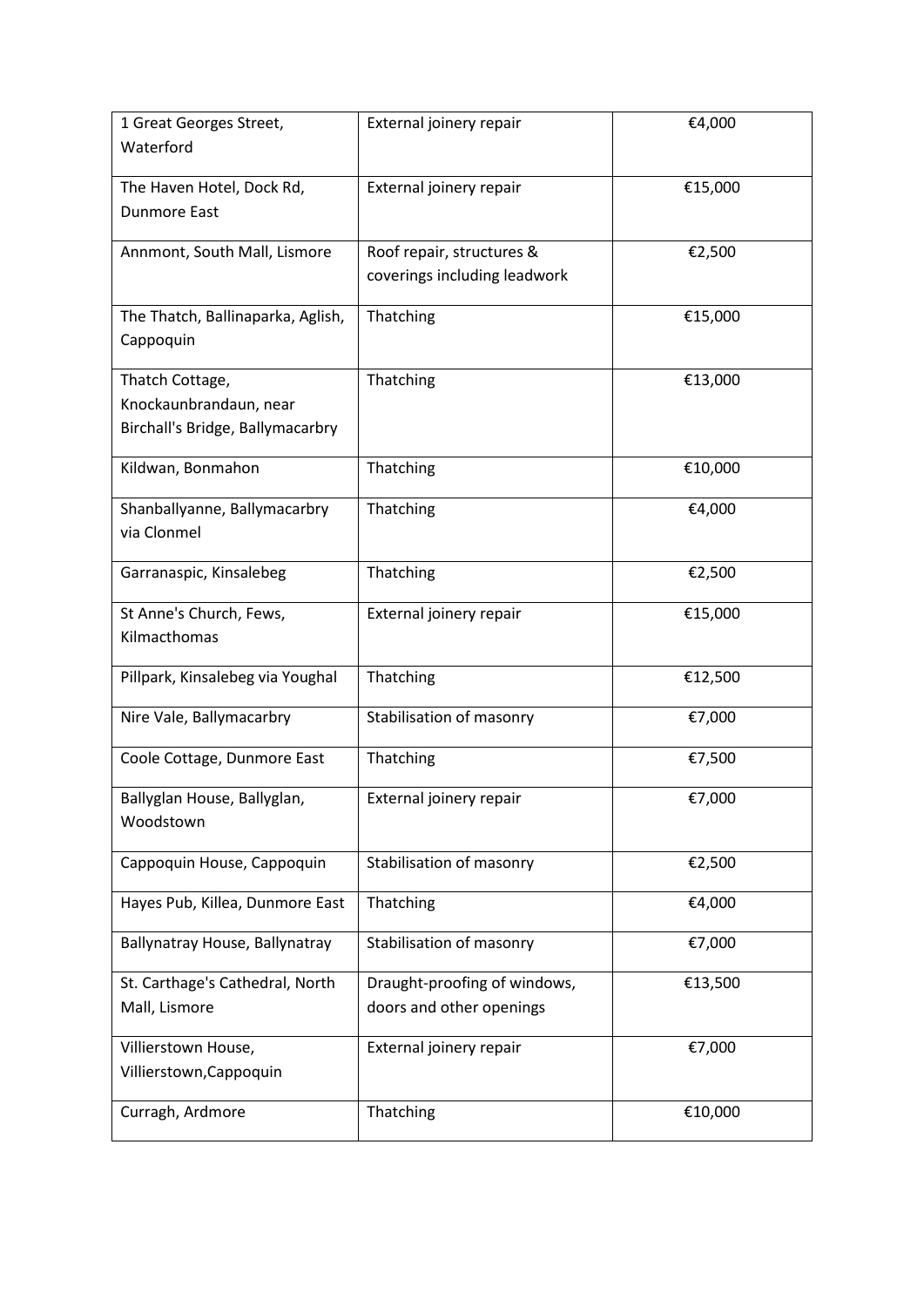| | | |
|---|---|---|
| 1 Great Georges Street, Waterford | External joinery repair | €4,000 |
| The Haven Hotel, Dock Rd, Dunmore East | External joinery repair | €15,000 |
| Annmont, South Mall, Lismore | Roof repair, structures & coverings including leadwork | €2,500 |
| The Thatch, Ballinaparka, Aglish, Cappoquin | Thatching | €15,000 |
| Thatch Cottage, Knockaunbrandaun, near Birchall's Bridge, Ballymacarbry | Thatching | €13,000 |
| Kildwan, Bonmahon | Thatching | €10,000 |
| Shanballyanne, Ballymacarbry via Clonmel | Thatching | €4,000 |
| Garranaspic, Kinsalebeg | Thatching | €2,500 |
| St Anne's Church, Fews, Kilmacthomas | External joinery repair | €15,000 |
| Pillpark, Kinsalebeg via Youghal | Thatching | €12,500 |
| Nire Vale, Ballymacarbry | Stabilisation of masonry | €7,000 |
| Coole Cottage, Dunmore East | Thatching | €7,500 |
| Ballyglan House, Ballyglan, Woodstown | External joinery repair | €7,000 |
| Cappoquin House, Cappoquin | Stabilisation of masonry | €2,500 |
| Hayes Pub, Killea, Dunmore East | Thatching | €4,000 |
| Ballynatray House, Ballynatray | Stabilisation of masonry | €7,000 |
| St. Carthage's Cathedral, North Mall, Lismore | Draught-proofing of windows, doors and other openings | €13,500 |
| Villierstown House, Villierstown,Cappoquin | External joinery repair | €7,000 |
| Curragh, Ardmore | Thatching | €10,000 |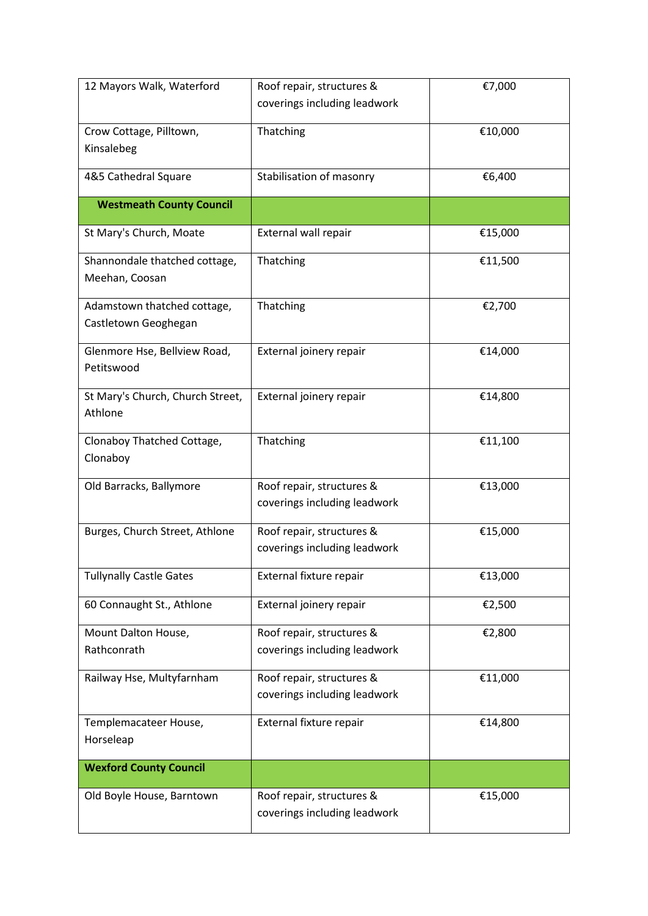| | | |
|---|---|---|
| 12 Mayors Walk, Waterford | Roof repair, structures & coverings including leadwork | €7,000 |
| Crow Cottage, Pilltown, Kinsalebeg | Thatching | €10,000 |
| 4&5 Cathedral Square | Stabilisation of masonry | €6,400 |
| **Westmeath County Council** | | |
| St Mary's Church, Moate | External wall repair | €15,000 |
| Shannondale thatched cottage, Meehan, Coosan | Thatching | €11,500 |
| Adamstown thatched cottage, Castletown Geoghegan | Thatching | €2,700 |
| Glenmore Hse, Bellview Road, Petitswood | External joinery repair | €14,000 |
| St Mary's Church, Church Street, Athlone | External joinery repair | €14,800 |
| Clonaboy Thatched Cottage, Clonaboy | Thatching | €11,100 |
| Old Barracks, Ballymore | Roof repair, structures & coverings including leadwork | €13,000 |
| Burges, Church Street, Athlone | Roof repair, structures & coverings including leadwork | €15,000 |
| Tullynally Castle Gates | External fixture repair | €13,000 |
| 60 Connaught St., Athlone | External joinery repair | €2,500 |
| Mount Dalton House, Rathconrath | Roof repair, structures & coverings including leadwork | €2,800 |
| Railway Hse, Multyfarnham | Roof repair, structures & coverings including leadwork | €11,000 |
| Templemacateer House, Horseleap | External fixture repair | €14,800 |
| **Wexford County Council** | | |
| Old Boyle House, Barntown | Roof repair, structures & coverings including leadwork | €15,000 |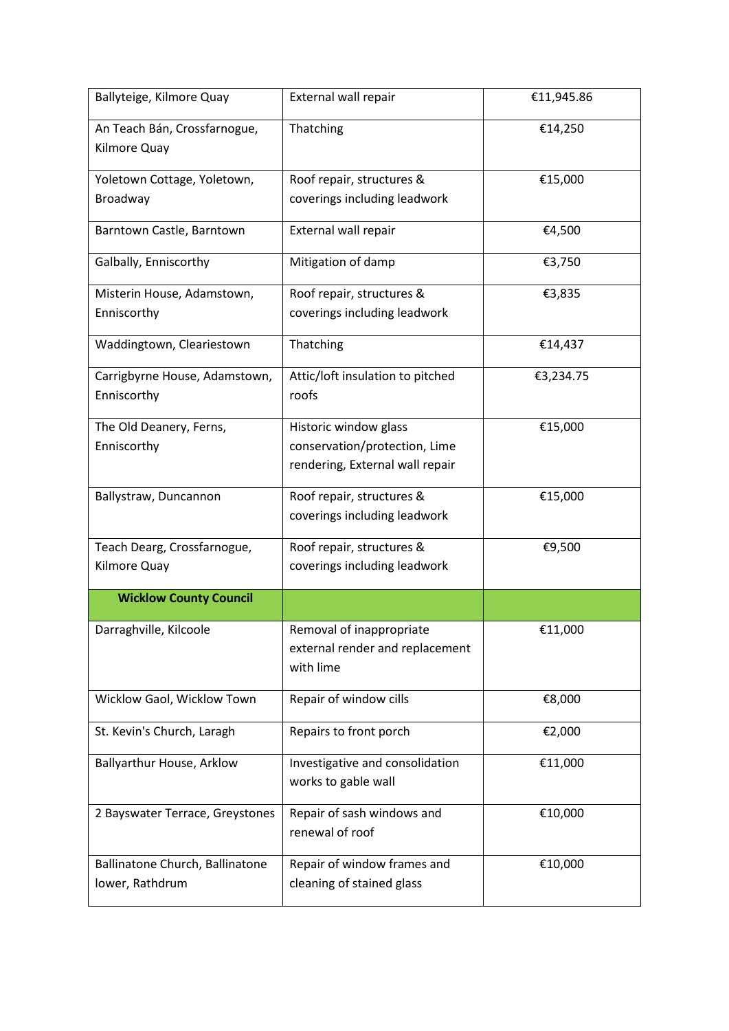| Ballyteige, Kilmore Quay | External wall repair | €11,945.86 |
|---|---|---|
| An Teach Bán, Crossfarnogue, Kilmore Quay | Thatching | €14,250 |
| Yoletown Cottage, Yoletown, Broadway | Roof repair, structures & coverings including leadwork | €15,000 |
| Barntown Castle, Barntown | External wall repair | €4,500 |
| Galbally, Enniscorthy | Mitigation of damp | €3,750 |
| Misterin House, Adamstown, Enniscorthy | Roof repair, structures & coverings including leadwork | €3,835 |
| Waddingtown, Cleariestown | Thatching | €14,437 |
| Carrigbyrne House, Adamstown, Enniscorthy | Attic/loft insulation to pitched roofs | €3,234.75 |
| The Old Deanery, Ferns, Enniscorthy | Historic window glass conservation/protection, Lime rendering, External wall repair | €15,000 |
| Ballystraw, Duncannon | Roof repair, structures & coverings including leadwork | €15,000 |
| Teach Dearg, Crossfarnogue, Kilmore Quay | Roof repair, structures & coverings including leadwork | €9,500 |
| **Wicklow County Council** | | |
| Darraghville, Kilcoole | Removal of inappropriate external render and replacement with lime | €11,000 |
| Wicklow Gaol, Wicklow Town | Repair of window cills | €8,000 |
| St. Kevin's Church, Laragh | Repairs to front porch | €2,000 |
| Ballyarthur House, Arklow | Investigative and consolidation works to gable wall | €11,000 |
| 2 Bayswater Terrace, Greystones | Repair of sash windows and renewal of roof | €10,000 |
| Ballinatone Church, Ballinatone lower, Rathdrum | Repair of window frames and cleaning of stained glass | €10,000 |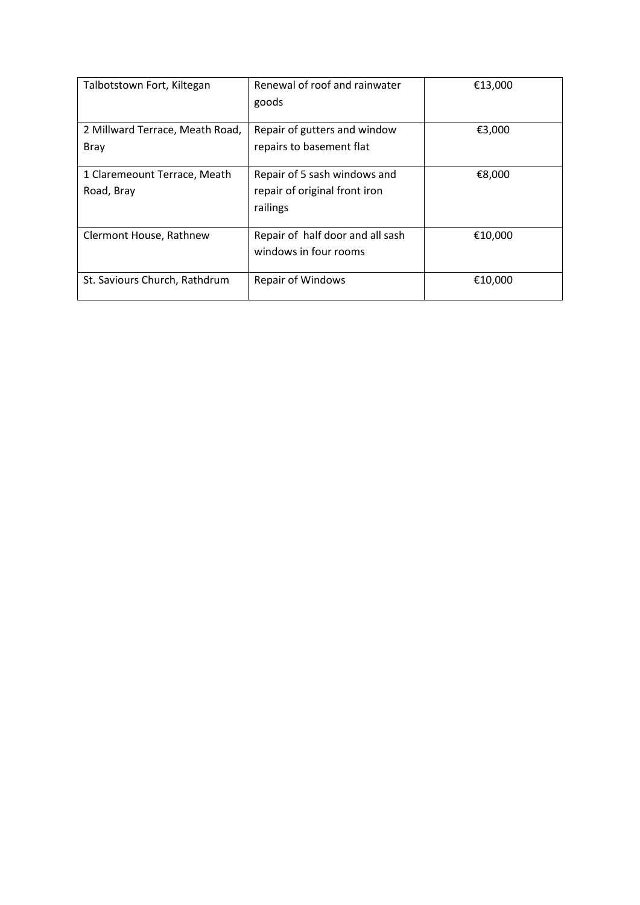| | | |
|---|---|---|
| Talbotstown Fort, Kiltegan | Renewal of roof and rainwater goods | €13,000 |
| 2 Millward Terrace, Meath Road, Bray | Repair of gutters and window repairs to basement flat | €3,000 |
| 1 Claremeount Terrace, Meath Road, Bray | Repair of 5 sash windows and repair of original front iron railings | €8,000 |
| Clermont House, Rathnew | Repair of  half door and all sash windows in four rooms | €10,000 |
| St. Saviours Church, Rathdrum | Repair of Windows | €10,000 |